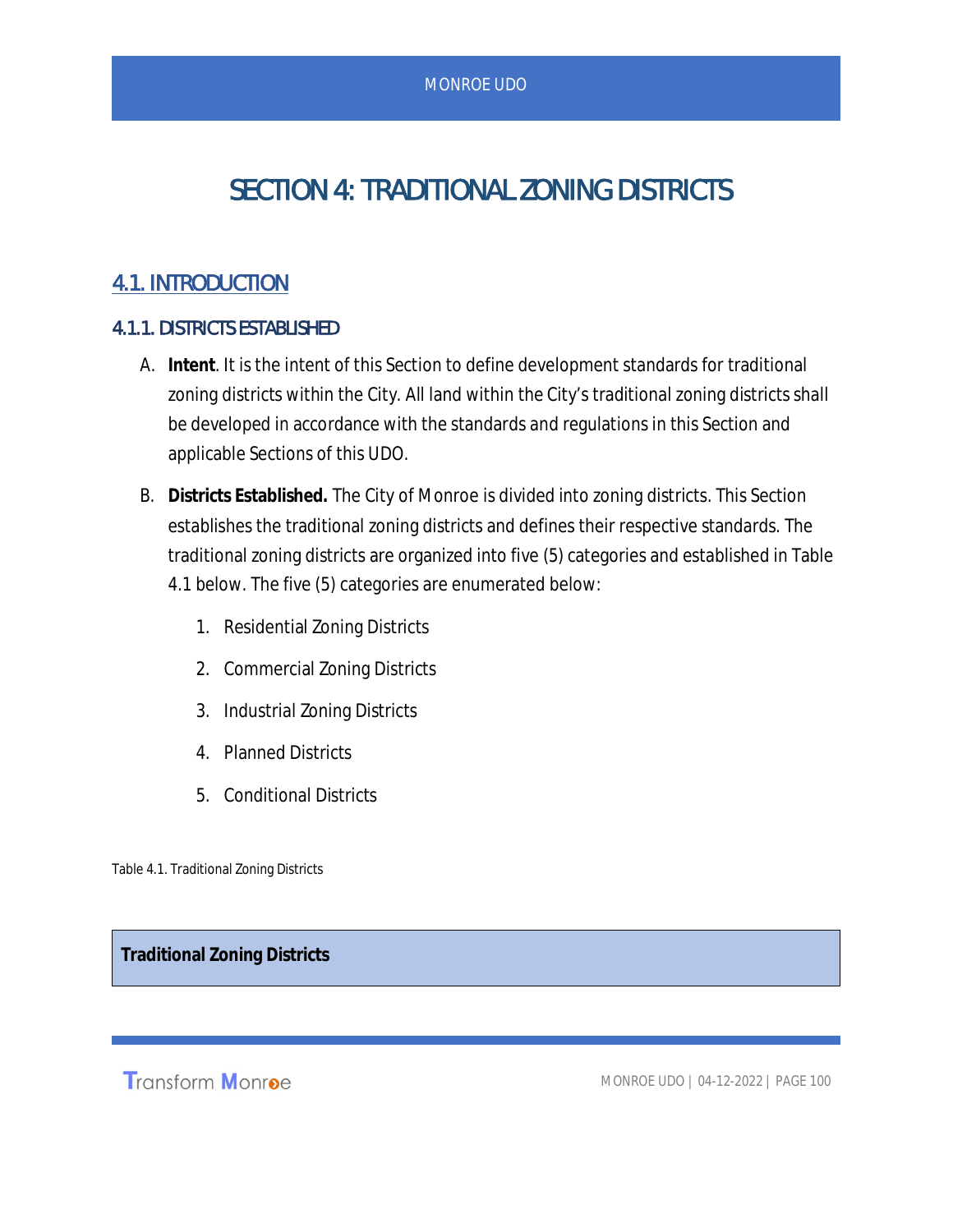# SECTION 4: TRADITIONAL ZONING DISTRICTS

## 4.1. INTRODUCTION

### 4.1.1. DISTRICTS ESTABLISHED

A. **Intent**. It is the intent of this Section to define development standards for traditional zoning districts within the City. All land within the City's traditional zoning districts shall be developed in accordance with the standards and regulations in this Section and applicable Sections of this UDO.

B. **Districts Established.** The City of Monroe is divided into zoning districts. This Section establishes the traditional zoning districts and defines their respective standards. The traditional zoning districts are organized into five (5) categories and established in Table 4.1 below. The five (5) categories are enumerated below:

1. Residential Zoning Districts
2. Commercial Zoning Districts
3. Industrial Zoning Districts
4. Planned Districts
5. Conditional Districts

Table 4.1. Traditional Zoning Districts

| **Traditional Zoning Districts** |
| --- |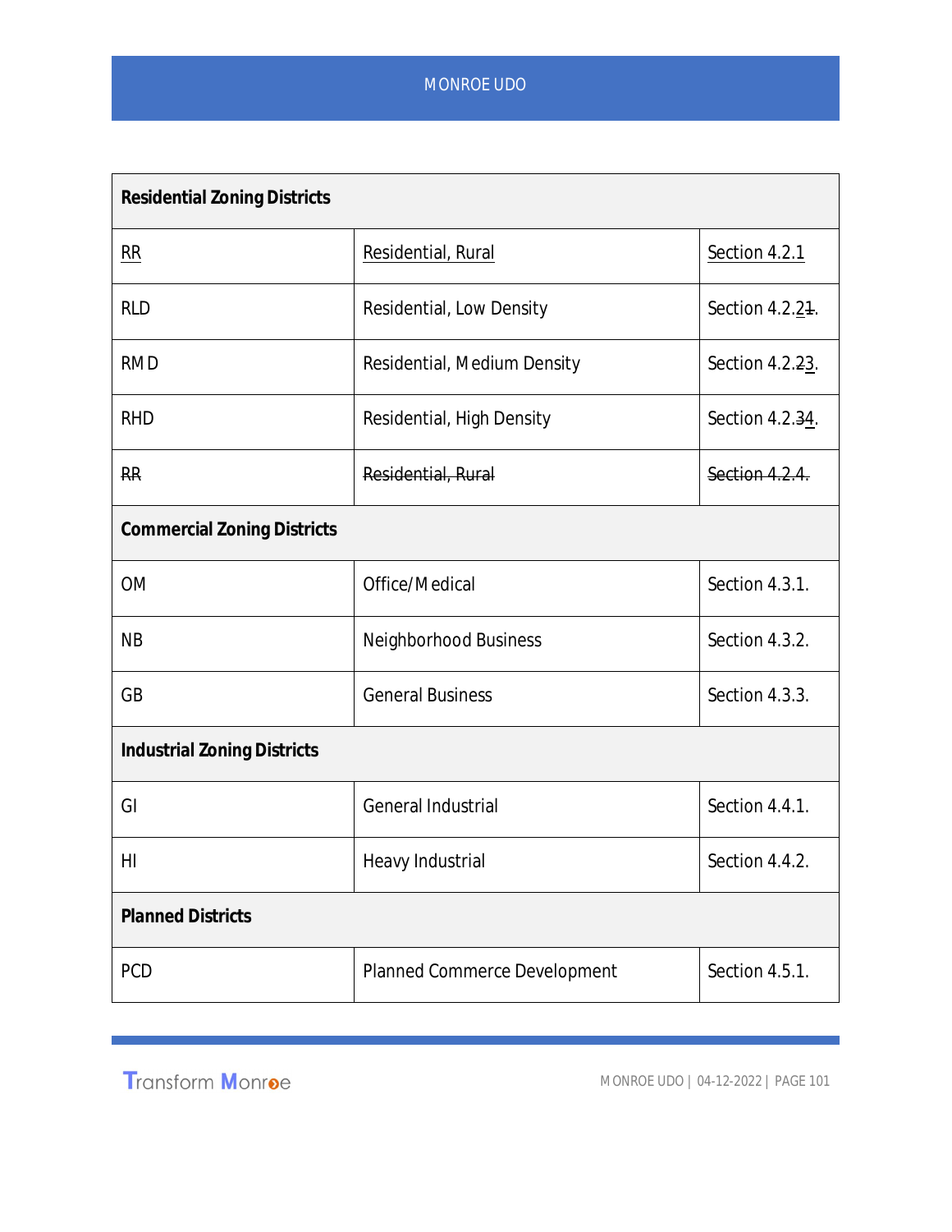| Residential Zoning Districts | | |
|---|---|---|
| RR | Residential, Rural | Section 4.2.1 |
| RLD | Residential, Low Density | Section 4.2.21. |
| RMD | Residential, Medium Density | Section 4.2.23. |
| RHD | Residential, High Density | Section 4.2.34. |
| ~~RR~~ | ~~Residential, Rural~~ | ~~Section 4.2.4.~~ |
| **Commercial Zoning Districts** | | |
| OM | Office/Medical | Section 4.3.1. |
| NB | Neighborhood Business | Section 4.3.2. |
| GB | General Business | Section 4.3.3. |
| **Industrial Zoning Districts** | | |
| GI | General Industrial | Section 4.4.1. |
| HI | Heavy Industrial | Section 4.4.2. |
| **Planned Districts** | | |
| PCD | Planned Commerce Development | Section 4.5.1. |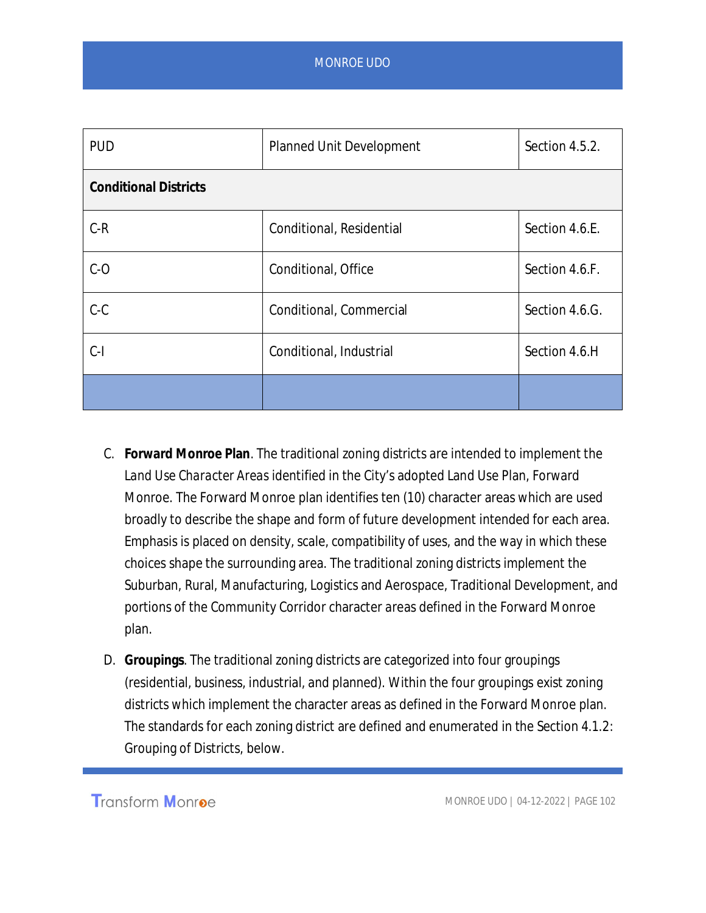| PUD | Planned Unit Development | Section 4.5.2. |
|---|---|---|
| **Conditional Districts** | | |
| C-R | Conditional, Residential | Section 4.6.E. |
| C-O | Conditional, Office | Section 4.6.F. |
| C-C | Conditional, Commercial | Section 4.6.G. |
| C-I | Conditional, Industrial | Section 4.6.H |
| | | |

C. **Forward Monroe Plan**. The traditional zoning districts are intended to implement the Land Use Character Areas identified in the City's adopted Land Use Plan, Forward Monroe. The Forward Monroe plan identifies ten (10) character areas which are used broadly to describe the shape and form of future development intended for each area. Emphasis is placed on density, scale, compatibility of uses, and the way in which these choices shape the surrounding area. The traditional zoning districts implement the Suburban, Rural, Manufacturing, Logistics and Aerospace, Traditional Development, and portions of the Community Corridor character areas defined in the Forward Monroe plan.

D. **Groupings**. The traditional zoning districts are categorized into four groupings (residential, business, industrial, and planned). Within the four groupings exist zoning districts which implement the character areas as defined in the Forward Monroe plan. The standards for each zoning district are defined and enumerated in the Section 4.1.2: Grouping of Districts, below.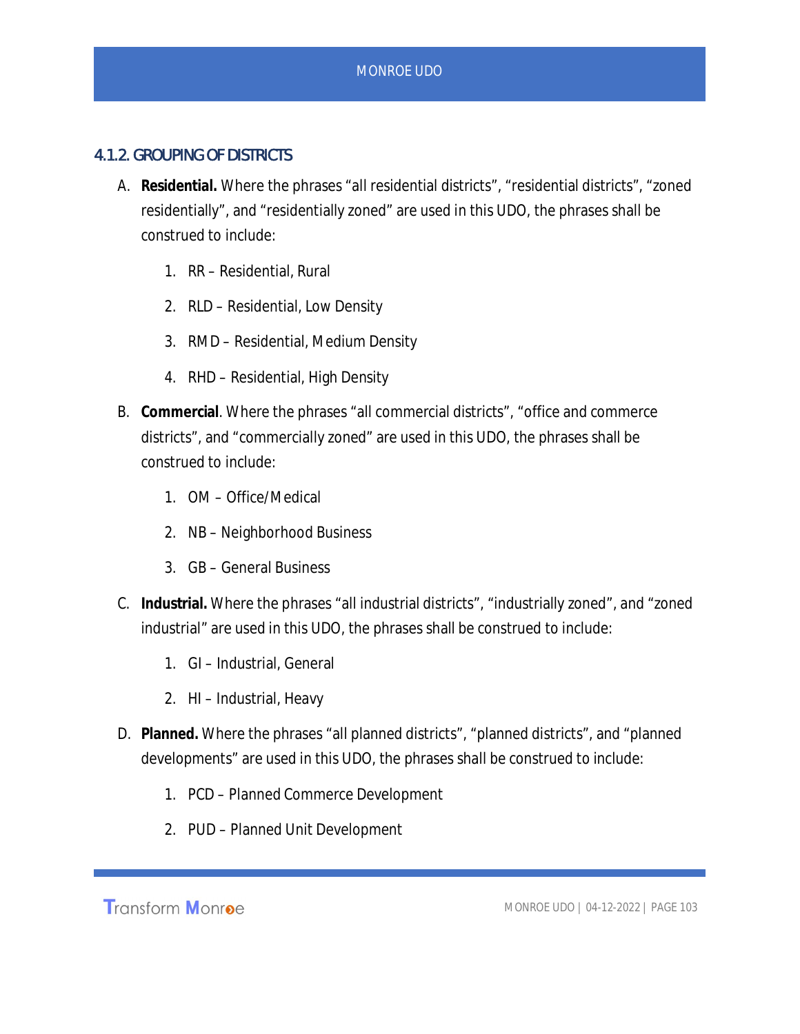### 4.1.2. GROUPING OF DISTRICTS

A. **Residential.** Where the phrases "all residential districts", "residential districts", "zoned residentially", and "residentially zoned" are used in this UDO, the phrases shall be construed to include:

   1. RR – Residential, Rural
   2. RLD – Residential, Low Density
   3. RMD – Residential, Medium Density
   4. RHD – Residential, High Density

B. **Commercial**. Where the phrases "all commercial districts", "office and commerce districts", and "commercially zoned" are used in this UDO, the phrases shall be construed to include:

   1. OM – Office/Medical
   2. NB – Neighborhood Business
   3. GB – General Business

C. **Industrial.** Where the phrases "all industrial districts", "industrially zoned", and "zoned industrial" are used in this UDO, the phrases shall be construed to include:

   1. GI – Industrial, General
   2. HI – Industrial, Heavy

D. **Planned.** Where the phrases "all planned districts", "planned districts", and "planned developments" are used in this UDO, the phrases shall be construed to include:

   1. PCD – Planned Commerce Development
   2. PUD – Planned Unit Development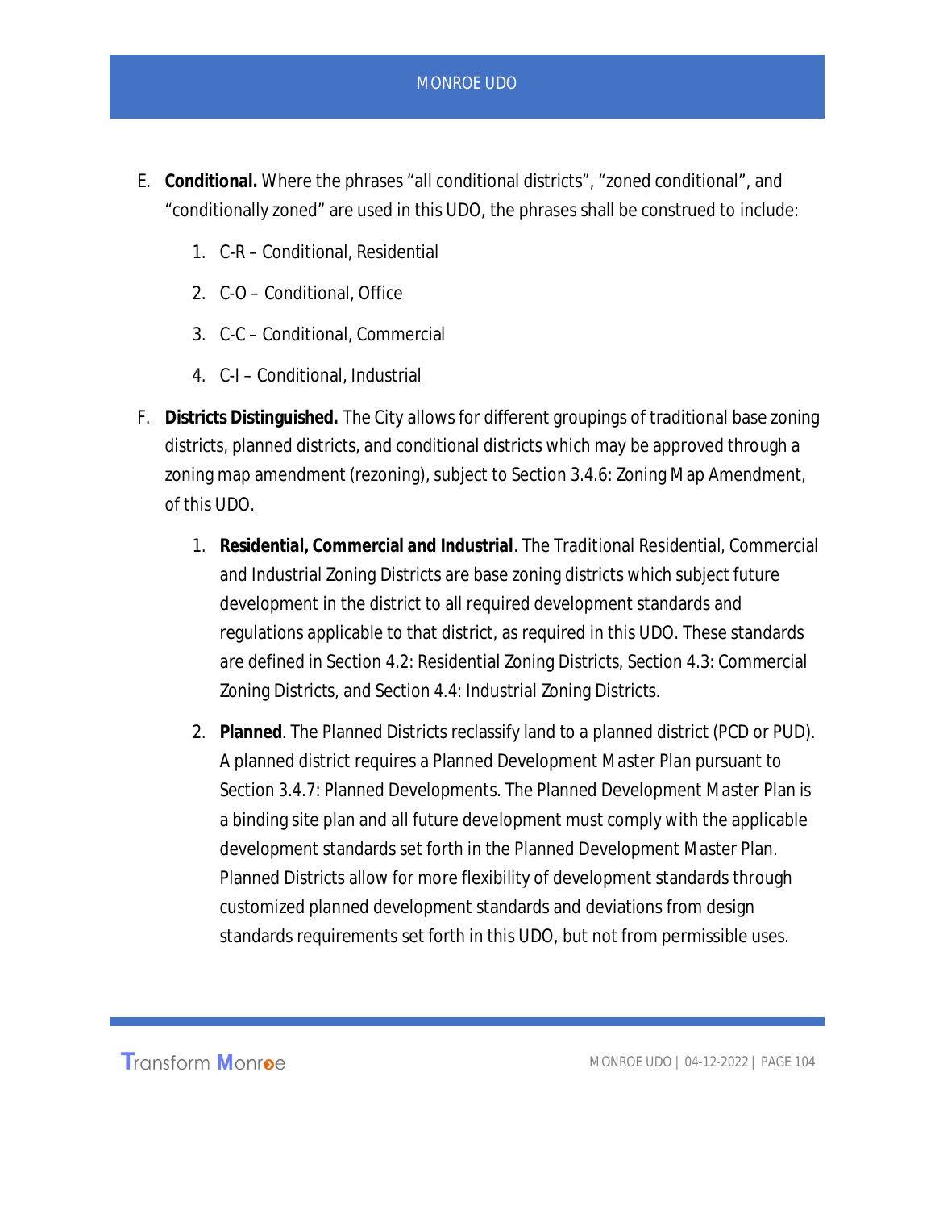E. **Conditional.** Where the phrases "all conditional districts", "zoned conditional", and "conditionally zoned" are used in this UDO, the phrases shall be construed to include:

   1. C-R – Conditional, Residential
   2. C-O – Conditional, Office
   3. C-C – Conditional, Commercial
   4. C-I – Conditional, Industrial

F. **Districts Distinguished.** The City allows for different groupings of traditional base zoning districts, planned districts, and conditional districts which may be approved through a zoning map amendment (rezoning), subject to Section 3.4.6: Zoning Map Amendment, of this UDO.

   1. **Residential, Commercial and Industrial**. The Traditional Residential, Commercial and Industrial Zoning Districts are base zoning districts which subject future development in the district to all required development standards and regulations applicable to that district, as required in this UDO. These standards are defined in Section 4.2: Residential Zoning Districts, Section 4.3: Commercial Zoning Districts, and Section 4.4: Industrial Zoning Districts.

   2. **Planned**. The Planned Districts reclassify land to a planned district (PCD or PUD). A planned district requires a Planned Development Master Plan pursuant to Section 3.4.7: Planned Developments. The Planned Development Master Plan is a binding site plan and all future development must comply with the applicable development standards set forth in the Planned Development Master Plan. Planned Districts allow for more flexibility of development standards through customized planned development standards and deviations from design standards requirements set forth in this UDO, but not from permissible uses.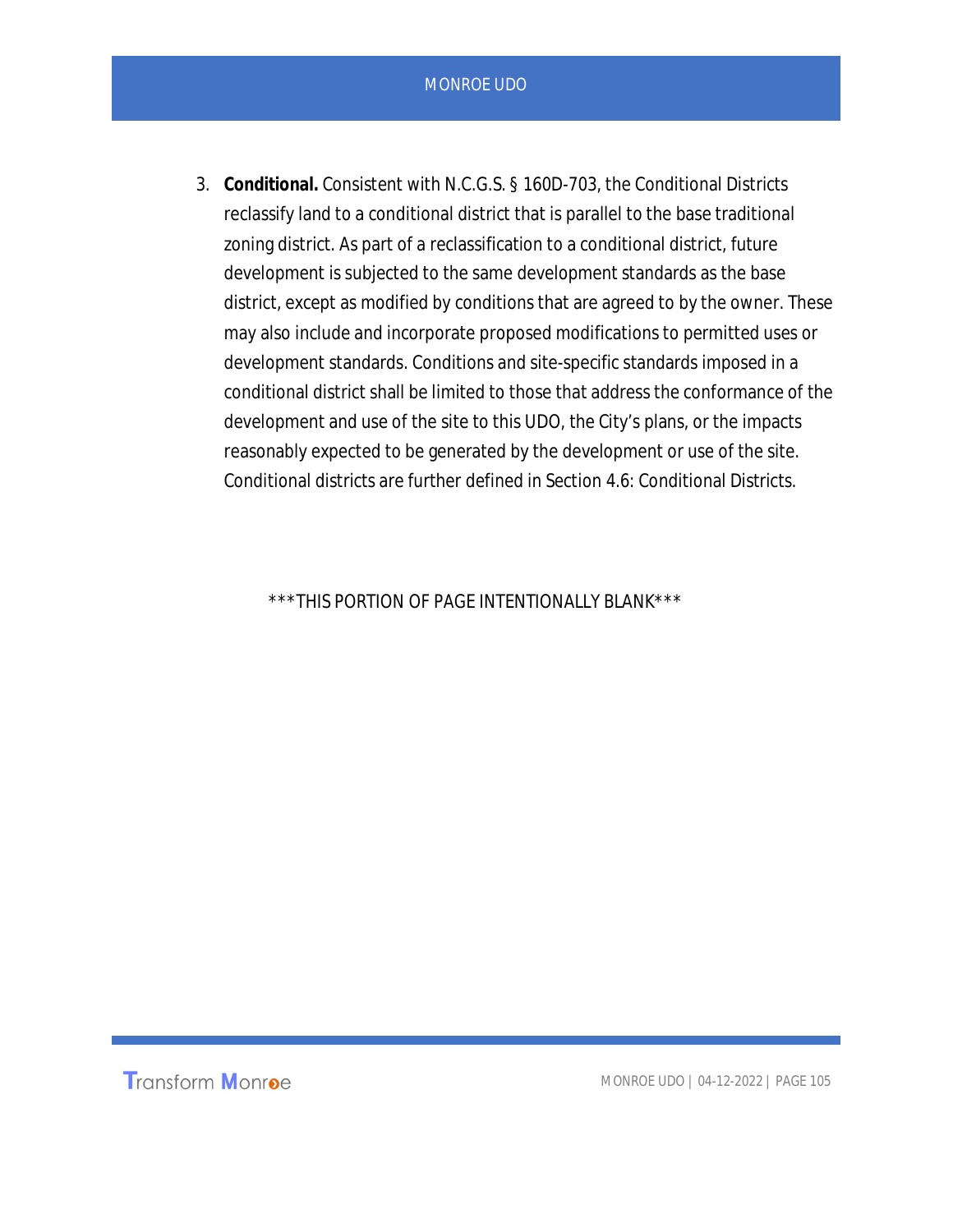3. **Conditional.** Consistent with N.C.G.S. § 160D-703, the Conditional Districts reclassify land to a conditional district that is parallel to the base traditional zoning district. As part of a reclassification to a conditional district, future development is subjected to the same development standards as the base district, except as modified by conditions that are agreed to by the owner. These may also include and incorporate proposed modifications to permitted uses or development standards. Conditions and site-specific standards imposed in a conditional district shall be limited to those that address the conformance of the development and use of the site to this UDO, the City's plans, or the impacts reasonably expected to be generated by the development or use of the site. Conditional districts are further defined in Section 4.6: Conditional Districts.

***THIS PORTION OF PAGE INTENTIONALLY BLANK***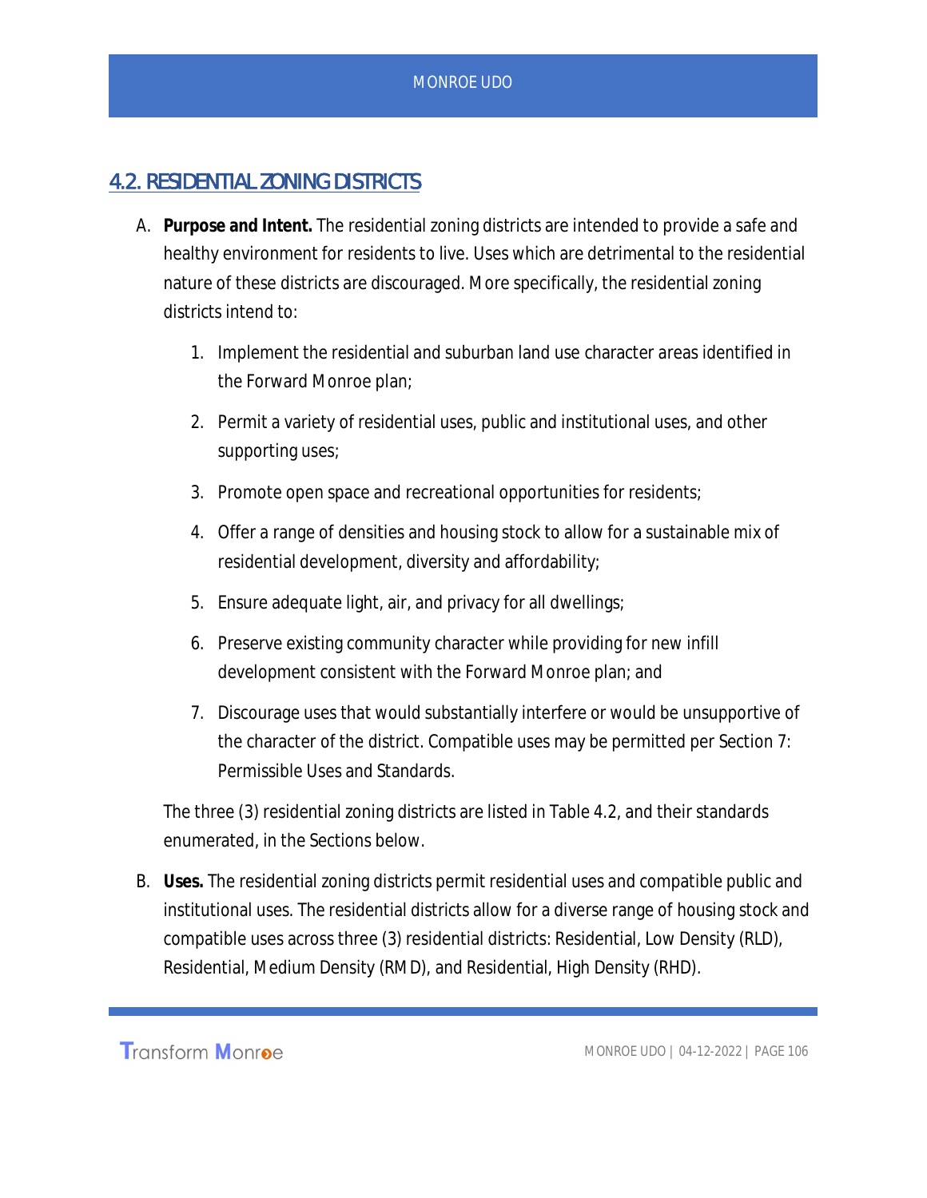## 4.2. RESIDENTIAL ZONING DISTRICTS

A. **Purpose and Intent.** The residential zoning districts are intended to provide a safe and healthy environment for residents to live. Uses which are detrimental to the residential nature of these districts are discouraged. More specifically, the residential zoning districts intend to:

1. Implement the residential and suburban land use character areas identified in the Forward Monroe plan;
2. Permit a variety of residential uses, public and institutional uses, and other supporting uses;
3. Promote open space and recreational opportunities for residents;
4. Offer a range of densities and housing stock to allow for a sustainable mix of residential development, diversity and affordability;
5. Ensure adequate light, air, and privacy for all dwellings;
6. Preserve existing community character while providing for new infill development consistent with the Forward Monroe plan; and
7. Discourage uses that would substantially interfere or would be unsupportive of the character of the district. Compatible uses may be permitted per Section 7: Permissible Uses and Standards.

The three (3) residential zoning districts are listed in Table 4.2, and their standards enumerated, in the Sections below.

B. **Uses.** The residential zoning districts permit residential uses and compatible public and institutional uses. The residential districts allow for a diverse range of housing stock and compatible uses across three (3) residential districts: Residential, Low Density (RLD), Residential, Medium Density (RMD), and Residential, High Density (RHD).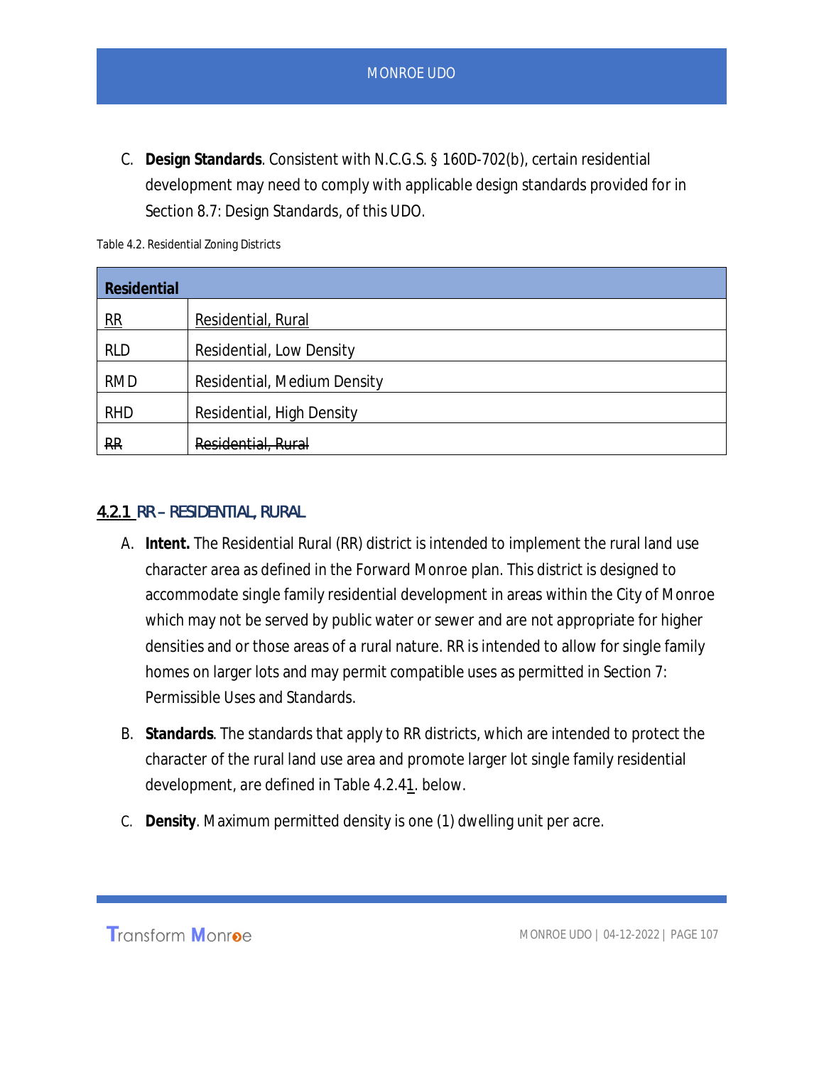C. **Design Standards**. Consistent with N.C.G.S. § 160D-702(b), certain residential development may need to comply with applicable design standards provided for in Section 8.7: Design Standards, of this UDO.

Table 4.2. Residential Zoning Districts

| **Residential** | |
|---|---|
| RR | Residential, Rural |
| RLD | Residential, Low Density |
| RMD | Residential, Medium Density |
| RHD | Residential, High Density |
| ~~RR~~ | ~~Residential, Rural~~ |

### 4.2.1 RR – RESIDENTIAL, RURAL

A. **Intent.** The Residential Rural (RR) district is intended to implement the rural land use character area as defined in the Forward Monroe plan. This district is designed to accommodate single family residential development in areas within the City of Monroe which may not be served by public water or sewer and are not appropriate for higher densities and or those areas of a rural nature. RR is intended to allow for single family homes on larger lots and may permit compatible uses as permitted in Section 7: Permissible Uses and Standards.

B. **Standards**. The standards that apply to RR districts, which are intended to protect the character of the rural land use area and promote larger lot single family residential development, are defined in Table 4.2.41. below.

C. **Density**. Maximum permitted density is one (1) dwelling unit per acre.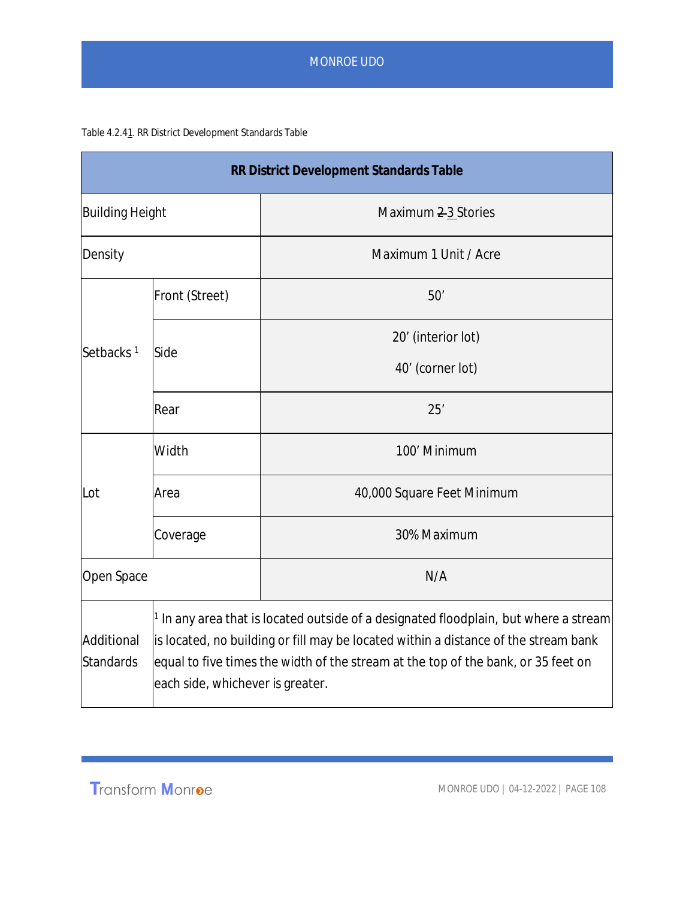Table 4.2.41. RR District Development Standards Table

| RR District Development Standards Table | | |
|---|---|---|
| Building Height | | Maximum 2 3 Stories |
| Density | | Maximum 1 Unit / Acre |
| Setbacks [1] | Front (Street) | 50’ |
| | Side | 20’ (interior lot)<br>40’ (corner lot) |
| | Rear | 25’ |
| Lot | Width | 100’ Minimum |
| | Area | 40,000 Square Feet Minimum |
| | Coverage | 30% Maximum |
| Open Space | | N/A |
| Additional Standards | [1] In any area that is located outside of a designated floodplain, but where a stream is located, no building or fill may be located within a distance of the stream bank equal to five times the width of the stream at the top of the bank, or 35 feet on each side, whichever is greater. | |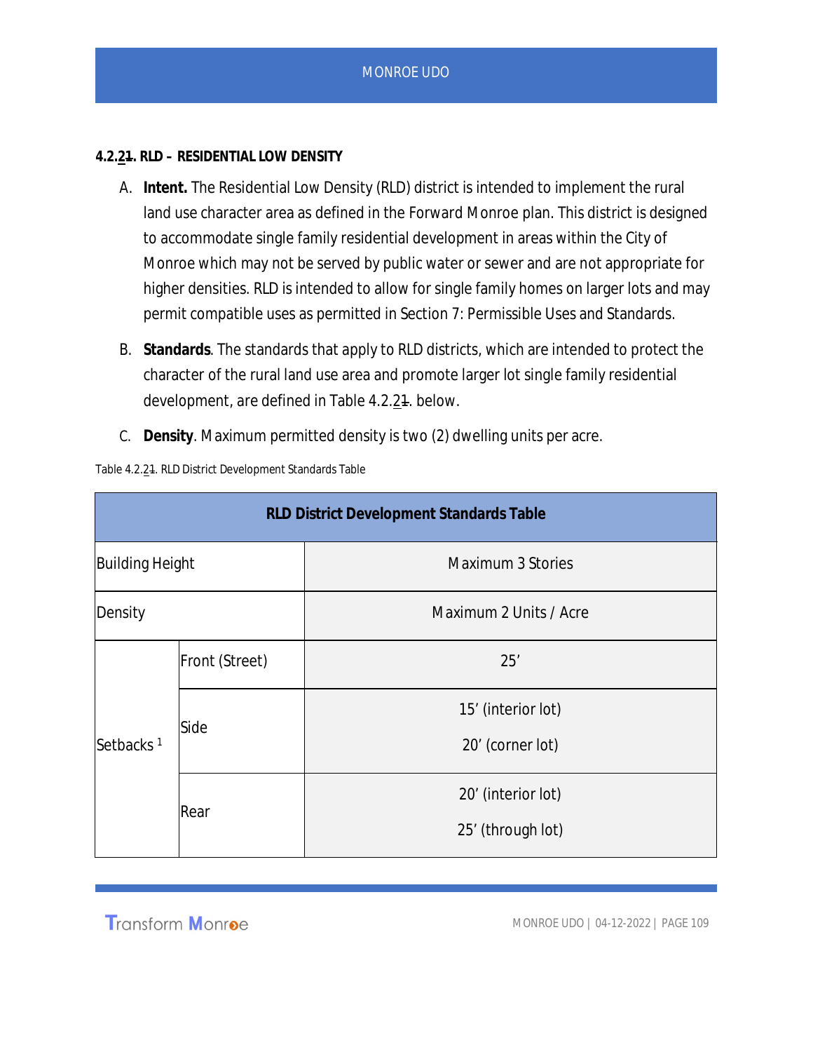### 4.2.21. RLD – RESIDENTIAL LOW DENSITY

A. **Intent.** The Residential Low Density (RLD) district is intended to implement the rural land use character area as defined in the Forward Monroe plan. This district is designed to accommodate single family residential development in areas within the City of Monroe which may not be served by public water or sewer and are not appropriate for higher densities. RLD is intended to allow for single family homes on larger lots and may permit compatible uses as permitted in Section 7: Permissible Uses and Standards.

B. **Standards**. The standards that apply to RLD districts, which are intended to protect the character of the rural land use area and promote larger lot single family residential development, are defined in Table 4.2.21. below.

C. **Density**. Maximum permitted density is two (2) dwelling units per acre.

Table 4.2.21. RLD District Development Standards Table

| RLD District Development Standards Table | | |
|---|---|---|
| Building Height | | Maximum 3 Stories |
| Density | | Maximum 2 Units / Acre |
| Setbacks [1] | Front (Street) | 25’ |
| | Side | 15’ (interior lot)<br>20’ (corner lot) |
| | Rear | 20’ (interior lot)<br>25’ (through lot) |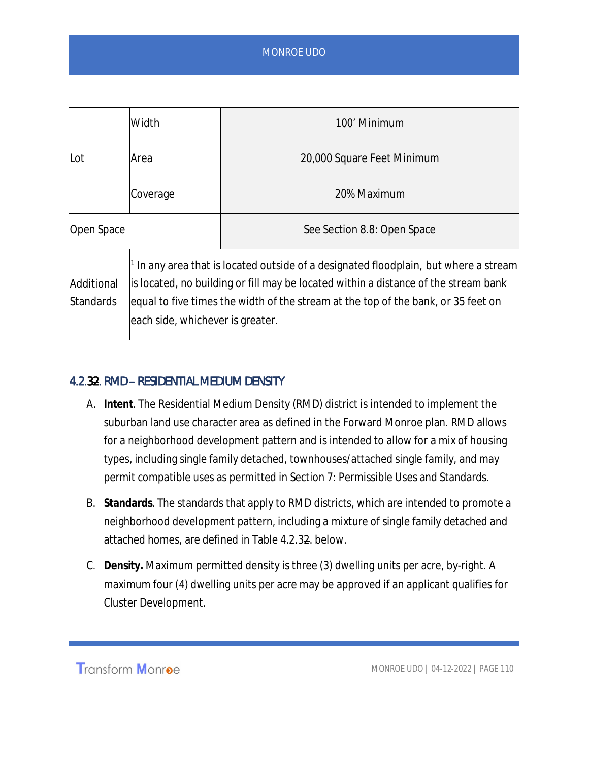| Lot | Width | 100’ Minimum |
|---|---|---|
| | Area | 20,000 Square Feet Minimum |
| | Coverage | 20% Maximum |
| Open Space | | See Section 8.8: Open Space |
| Additional Standards | [1] In any area that is located outside of a designated floodplain, but where a stream is located, no building or fill may be located within a distance of the stream bank equal to five times the width of the stream at the top of the bank, or 35 feet on each side, whichever is greater. | |

### 4.2.32. RMD – RESIDENTIAL MEDIUM DENSITY

A. **Intent**. The Residential Medium Density (RMD) district is intended to implement the suburban land use character area as defined in the Forward Monroe plan. RMD allows for a neighborhood development pattern and is intended to allow for a mix of housing types, including single family detached, townhouses/attached single family, and may permit compatible uses as permitted in Section 7: Permissible Uses and Standards.

B. **Standards**. The standards that apply to RMD districts, which are intended to promote a neighborhood development pattern, including a mixture of single family detached and attached homes, are defined in Table 4.2.32. below.

C. **Density.** Maximum permitted density is three (3) dwelling units per acre, by-right. A maximum four (4) dwelling units per acre may be approved if an applicant qualifies for Cluster Development.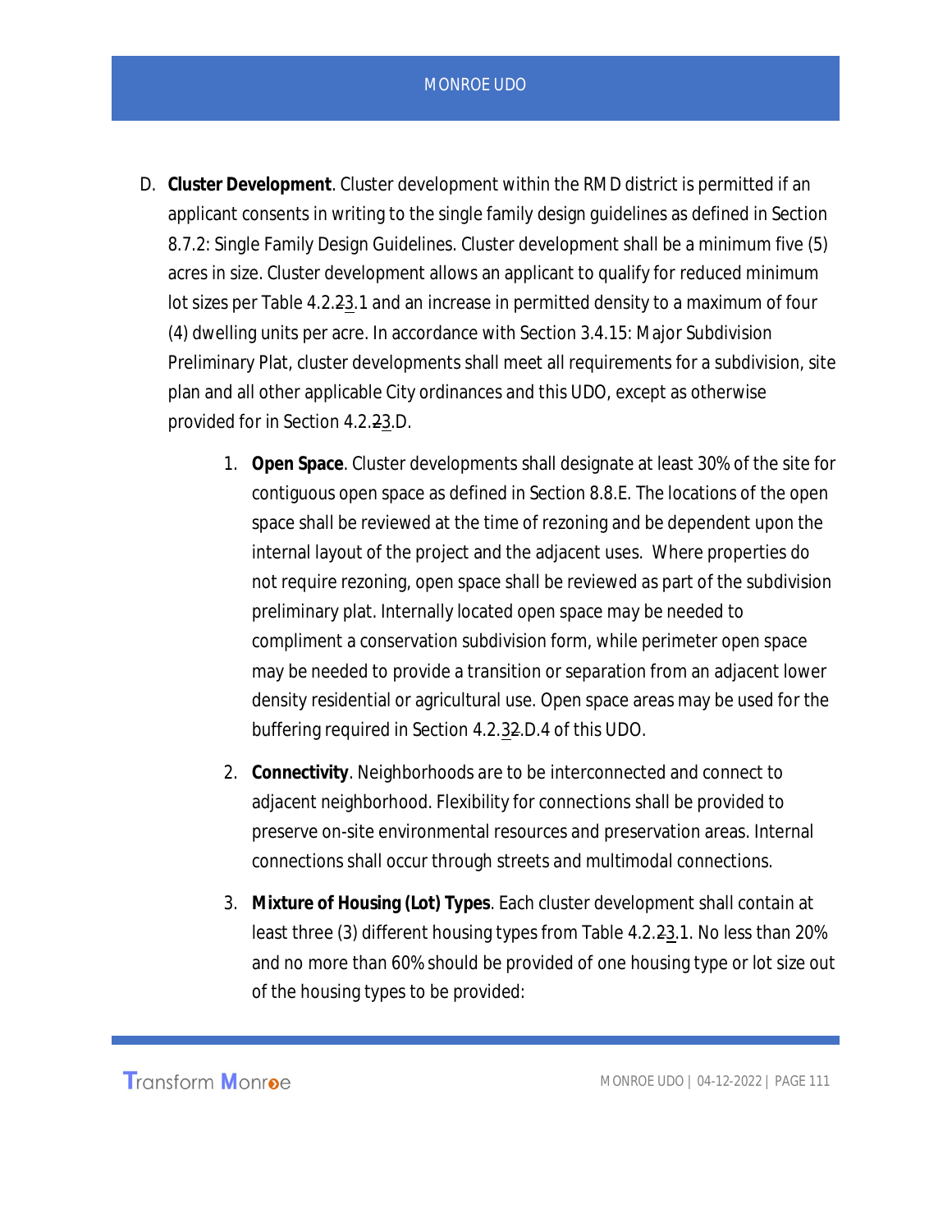D. **Cluster Development**. Cluster development within the RMD district is permitted if an applicant consents in writing to the single family design guidelines as defined in Section 8.7.2: Single Family Design Guidelines. Cluster development shall be a minimum five (5) acres in size. Cluster development allows an applicant to qualify for reduced minimum lot sizes per Table 4.2.~~2~~3.1 and an increase in permitted density to a maximum of four (4) dwelling units per acre. In accordance with Section 3.4.15: Major Subdivision Preliminary Plat, cluster developments shall meet all requirements for a subdivision, site plan and all other applicable City ordinances and this UDO, except as otherwise provided for in Section 4.2.~~2~~3.D.

   1. **Open Space**. Cluster developments shall designate at least 30% of the site for contiguous open space as defined in Section 8.8.E. The locations of the open space shall be reviewed at the time of rezoning and be dependent upon the internal layout of the project and the adjacent uses. Where properties do not require rezoning, open space shall be reviewed as part of the subdivision preliminary plat. Internally located open space may be needed to compliment a conservation subdivision form, while perimeter open space may be needed to provide a transition or separation from an adjacent lower density residential or agricultural use. Open space areas may be used for the buffering required in Section 4.2.3~~2~~.D.4 of this UDO.

   2. **Connectivity**. Neighborhoods are to be interconnected and connect to adjacent neighborhood. Flexibility for connections shall be provided to preserve on-site environmental resources and preservation areas. Internal connections shall occur through streets and multimodal connections.

   3. **Mixture of Housing (Lot) Types**. Each cluster development shall contain at least three (3) different housing types from Table 4.2.~~2~~3.1. No less than 20% and no more than 60% should be provided of one housing type or lot size out of the housing types to be provided: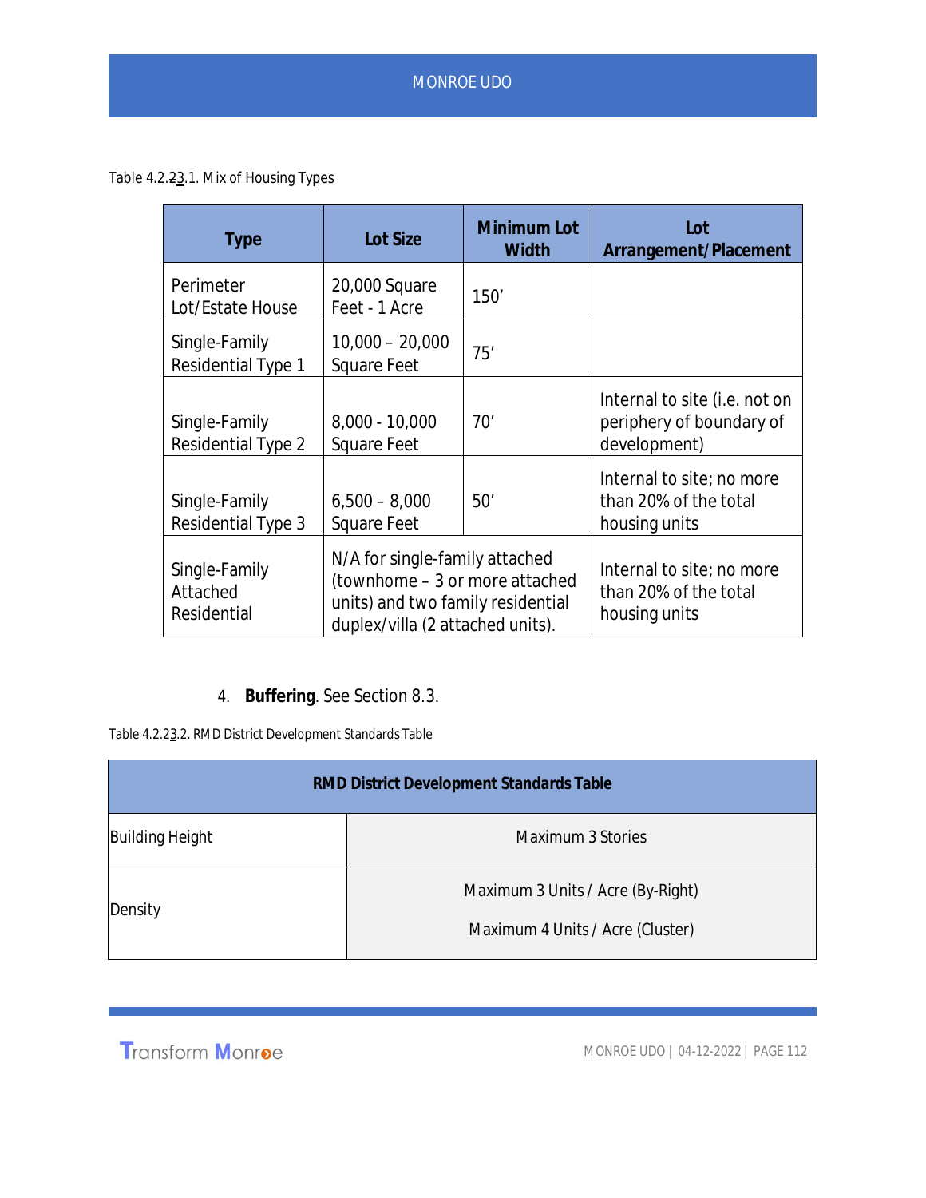Table 4.2.~~2~~3.1. Mix of Housing Types

| Type | Lot Size | Minimum Lot Width | Lot Arrangement/Placement |
|---|---|---|---|
| Perimeter Lot/Estate House | 20,000 Square Feet - 1 Acre | 150' | |
| Single-Family Residential Type 1 | 10,000 – 20,000 Square Feet | 75' | |
| Single-Family Residential Type 2 | 8,000 - 10,000 Square Feet | 70' | Internal to site (i.e. not on periphery of boundary of development) |
| Single-Family Residential Type 3 | 6,500 – 8,000 Square Feet | 50' | Internal to site; no more than 20% of the total housing units |
| Single-Family Attached Residential | N/A for single-family attached (townhome – 3 or more attached units) and two family residential duplex/villa (2 attached units). | | Internal to site; no more than 20% of the total housing units |

4. **Buffering**. See Section 8.3.

Table 4.2.~~2~~3.2. RMD District Development Standards Table

| RMD District Development Standards Table | |
|---|---|
| Building Height | Maximum 3 Stories |
| Density | Maximum 3 Units / Acre (By-Right)<br>Maximum 4 Units / Acre (Cluster) |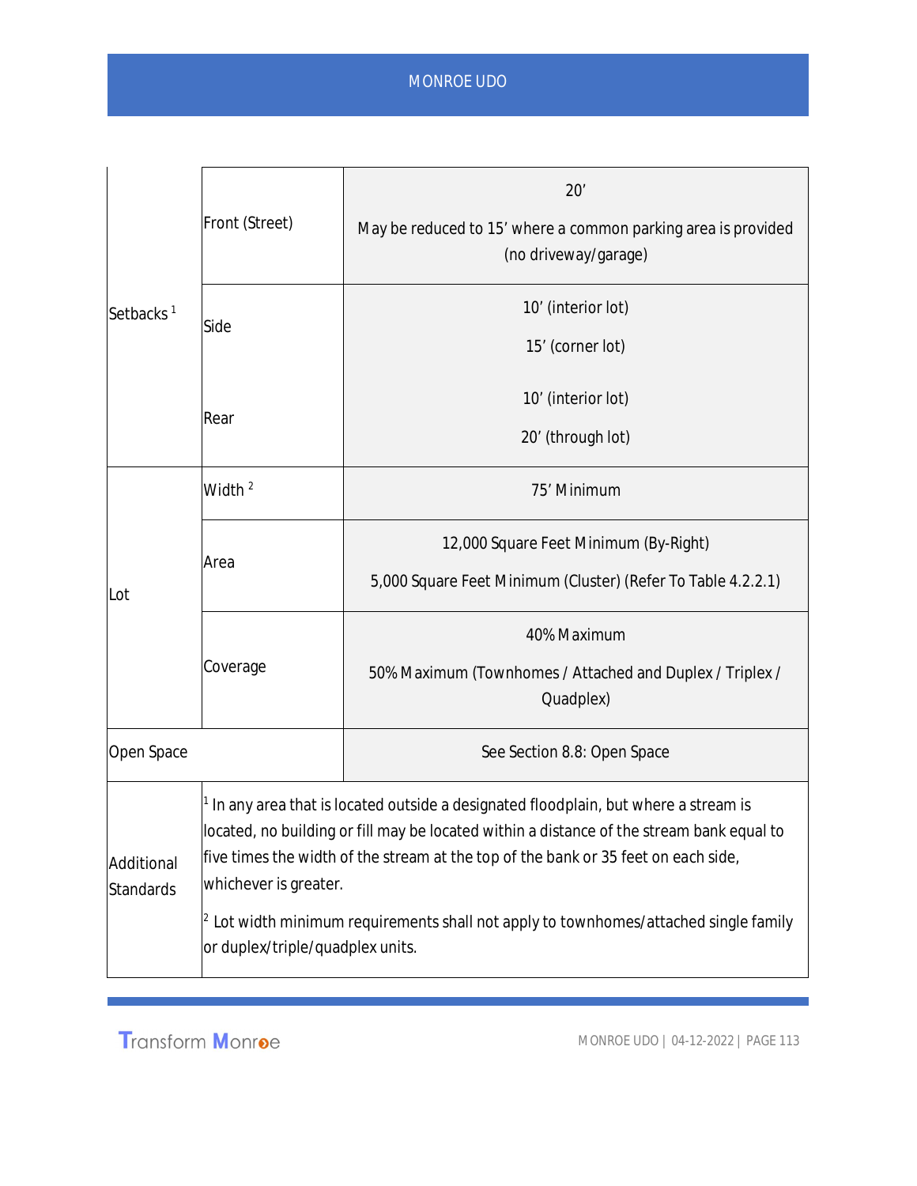| | | |
|---|---|---|
| Setbacks [1] | Front (Street) | 20’<br>May be reduced to 15’ where a common parking area is provided (no driveway/garage) |
| | Side | 10’ (interior lot)<br>15’ (corner lot) |
| | Rear | 10’ (interior lot)<br>20’ (through lot) |
| Lot | Width [2] | 75’ Minimum |
| | Area | 12,000 Square Feet Minimum (By-Right)<br>5,000 Square Feet Minimum (Cluster) (Refer To Table 4.2.2.1) |
| | Coverage | 40% Maximum<br>50% Maximum (Townhomes / Attached and Duplex / Triplex / Quadplex) |
| Open Space | | See Section 8.8: Open Space |
| Additional Standards | [1] In any area that is located outside a designated floodplain, but where a stream is located, no building or fill may be located within a distance of the stream bank equal to five times the width of the stream at the top of the bank or 35 feet on each side, whichever is greater.<br>[2] Lot width minimum requirements shall not apply to townhomes/attached single family or duplex/triple/quadplex units. | |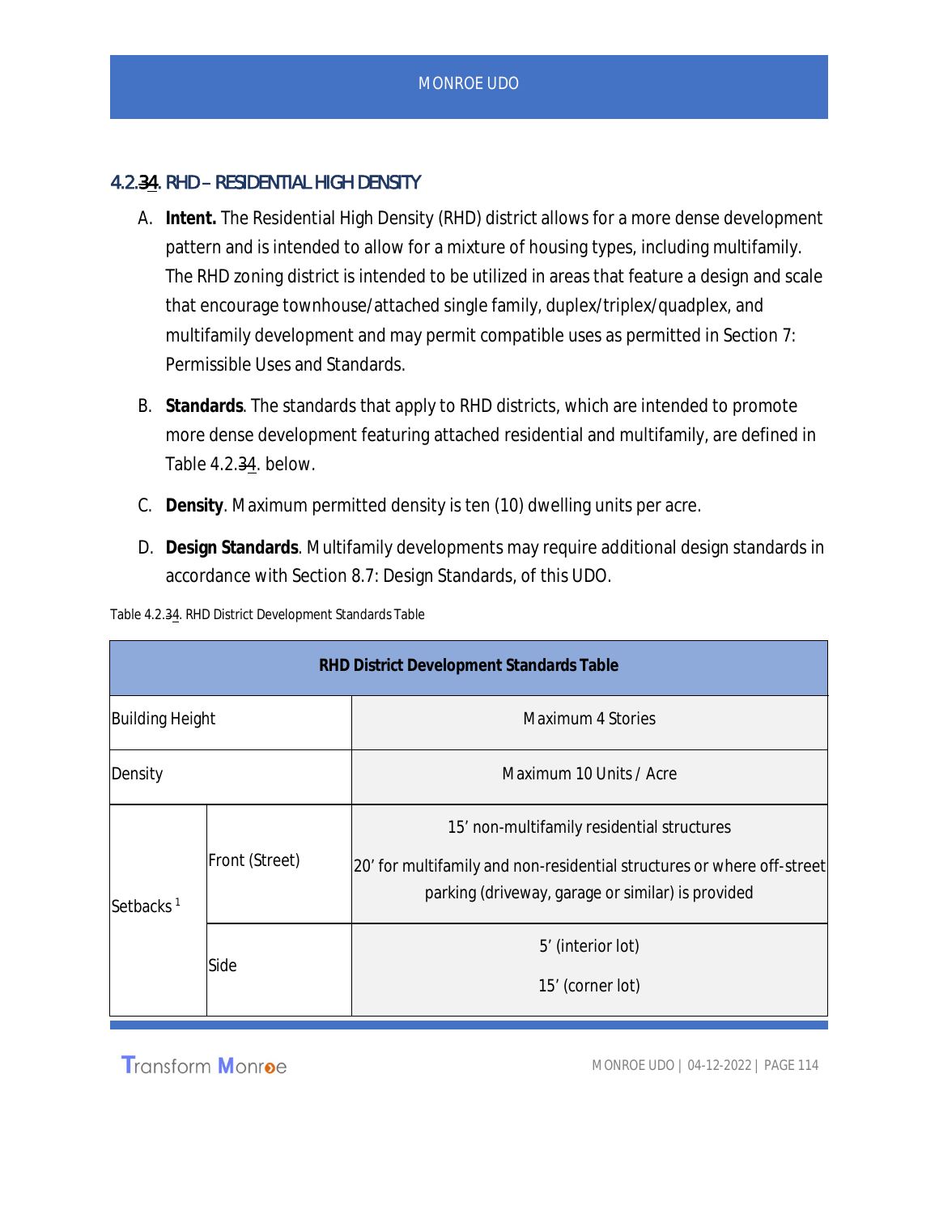## 4.2.34. RHD – RESIDENTIAL HIGH DENSITY

A. **Intent.** The Residential High Density (RHD) district allows for a more dense development pattern and is intended to allow for a mixture of housing types, including multifamily. The RHD zoning district is intended to be utilized in areas that feature a design and scale that encourage townhouse/attached single family, duplex/triplex/quadplex, and multifamily development and may permit compatible uses as permitted in Section 7: Permissible Uses and Standards.

B. **Standards**. The standards that apply to RHD districts, which are intended to promote more dense development featuring attached residential and multifamily, are defined in Table 4.2.34. below.

C. **Density**. Maximum permitted density is ten (10) dwelling units per acre.

D. **Design Standards**. Multifamily developments may require additional design standards in accordance with Section 8.7: Design Standards, of this UDO.

Table 4.2.34. RHD District Development Standards Table

| RHD District Development Standards Table | | |
|---|---|---|
| Building Height | | Maximum 4 Stories |
| Density | | Maximum 10 Units / Acre |
| Setbacks [1] | Front (Street) | 15' non-multifamily residential structures<br>20' for multifamily and non-residential structures or where off-street parking (driveway, garage or similar) is provided |
| | Side | 5' (interior lot)<br>15' (corner lot) |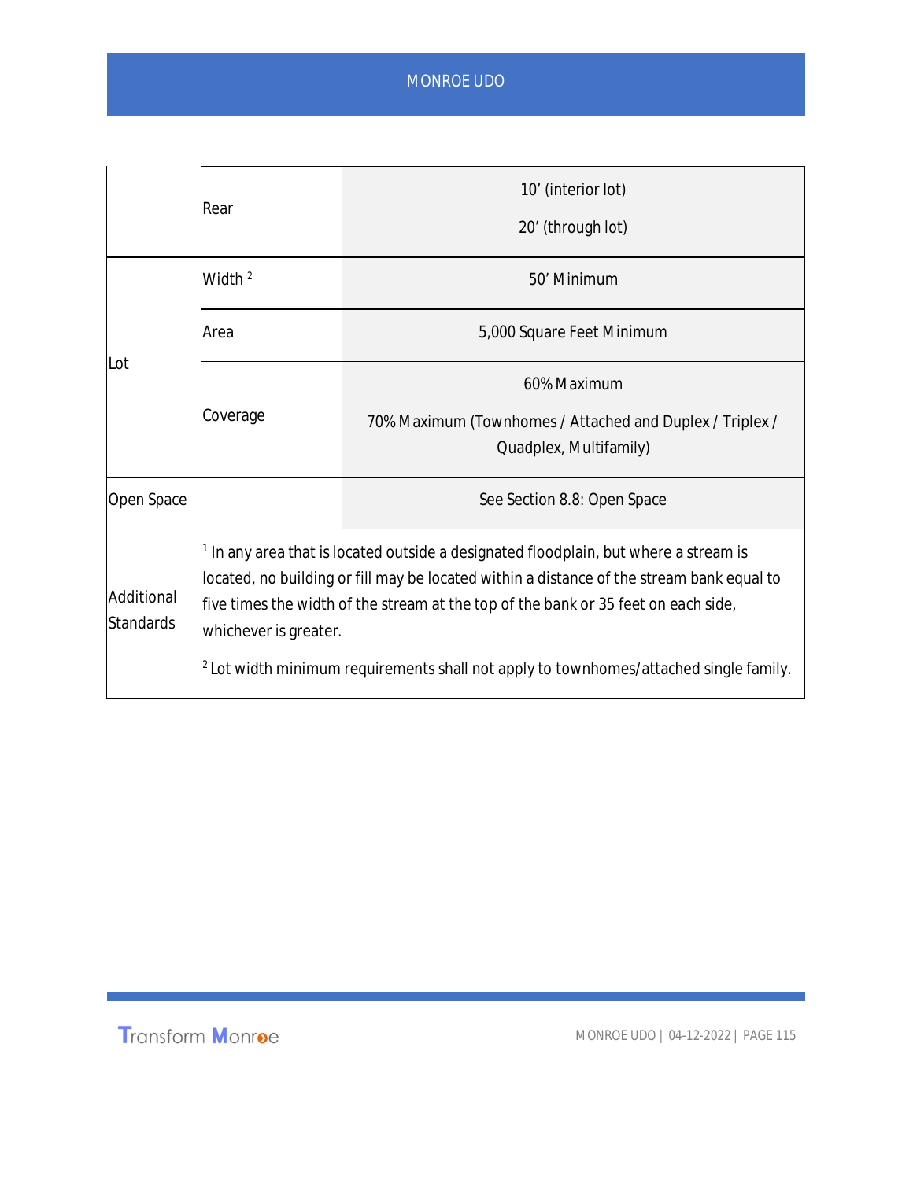| | | |
|---|---|---|
| | Rear | 10' (interior lot)<br><br>20' (through lot) |
| Lot | Width [2] | 50' Minimum |
| | Area | 5,000 Square Feet Minimum |
| | Coverage | 60% Maximum<br><br>70% Maximum (Townhomes / Attached and Duplex / Triplex / Quadplex, Multifamily) |
| Open Space | | See Section 8.8: Open Space |
| Additional Standards | [1] In any area that is located outside a designated floodplain, but where a stream is located, no building or fill may be located within a distance of the stream bank equal to five times the width of the stream at the top of the bank or 35 feet on each side, whichever is greater.<br><br>[2] Lot width minimum requirements shall not apply to townhomes/attached single family. | |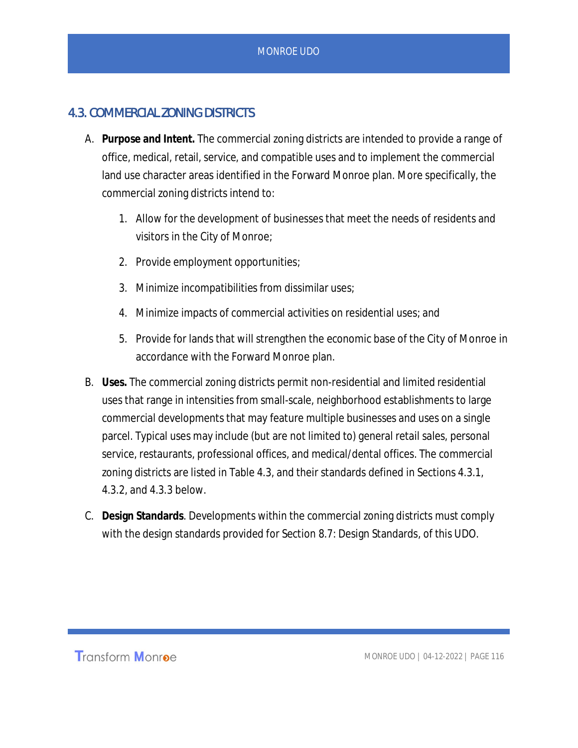## 4.3. COMMERCIAL ZONING DISTRICTS

A. **Purpose and Intent.** The commercial zoning districts are intended to provide a range of office, medical, retail, service, and compatible uses and to implement the commercial land use character areas identified in the Forward Monroe plan. More specifically, the commercial zoning districts intend to:

   1. Allow for the development of businesses that meet the needs of residents and visitors in the City of Monroe;
   2. Provide employment opportunities;
   3. Minimize incompatibilities from dissimilar uses;
   4. Minimize impacts of commercial activities on residential uses; and
   5. Provide for lands that will strengthen the economic base of the City of Monroe in accordance with the Forward Monroe plan.

B. **Uses.** The commercial zoning districts permit non-residential and limited residential uses that range in intensities from small-scale, neighborhood establishments to large commercial developments that may feature multiple businesses and uses on a single parcel. Typical uses may include (but are not limited to) general retail sales, personal service, restaurants, professional offices, and medical/dental offices. The commercial zoning districts are listed in Table 4.3, and their standards defined in Sections 4.3.1, 4.3.2, and 4.3.3 below.

C. **Design Standards**. Developments within the commercial zoning districts must comply with the design standards provided for Section 8.7: Design Standards, of this UDO.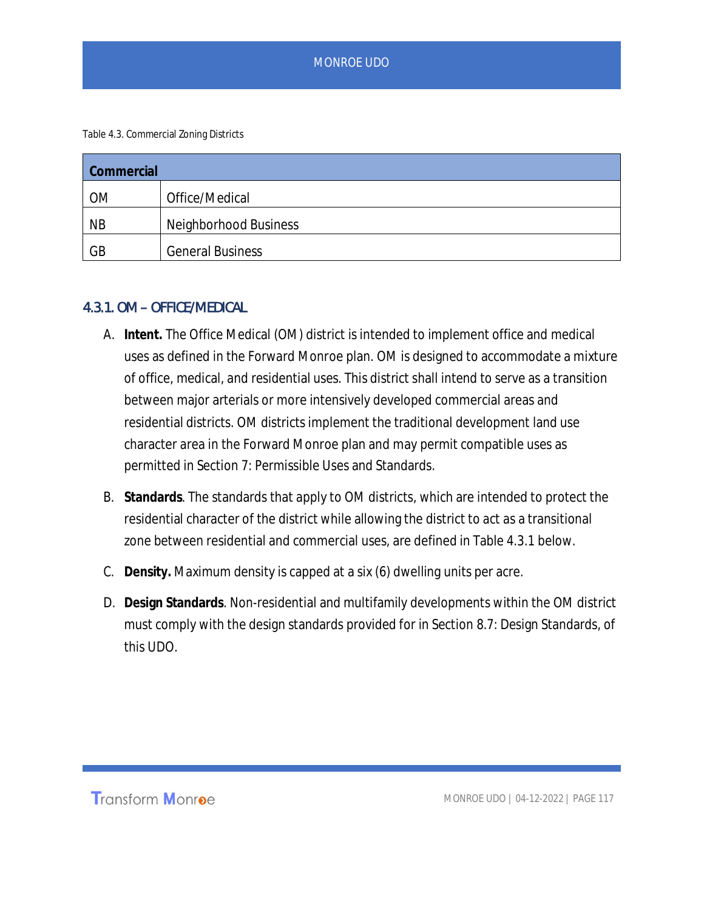Table 4.3. Commercial Zoning Districts

| Commercial | |
|---|---|
| OM | Office/Medical |
| NB | Neighborhood Business |
| GB | General Business |

### 4.3.1. OM – OFFICE/MEDICAL

A. **Intent.** The Office Medical (OM) district is intended to implement office and medical uses as defined in the Forward Monroe plan. OM is designed to accommodate a mixture of office, medical, and residential uses. This district shall intend to serve as a transition between major arterials or more intensively developed commercial areas and residential districts. OM districts implement the traditional development land use character area in the Forward Monroe plan and may permit compatible uses as permitted in Section 7: Permissible Uses and Standards.

B. **Standards**. The standards that apply to OM districts, which are intended to protect the residential character of the district while allowing the district to act as a transitional zone between residential and commercial uses, are defined in Table 4.3.1 below.

C. **Density.** Maximum density is capped at a six (6) dwelling units per acre.

D. **Design Standards**. Non-residential and multifamily developments within the OM district must comply with the design standards provided for in Section 8.7: Design Standards, of this UDO.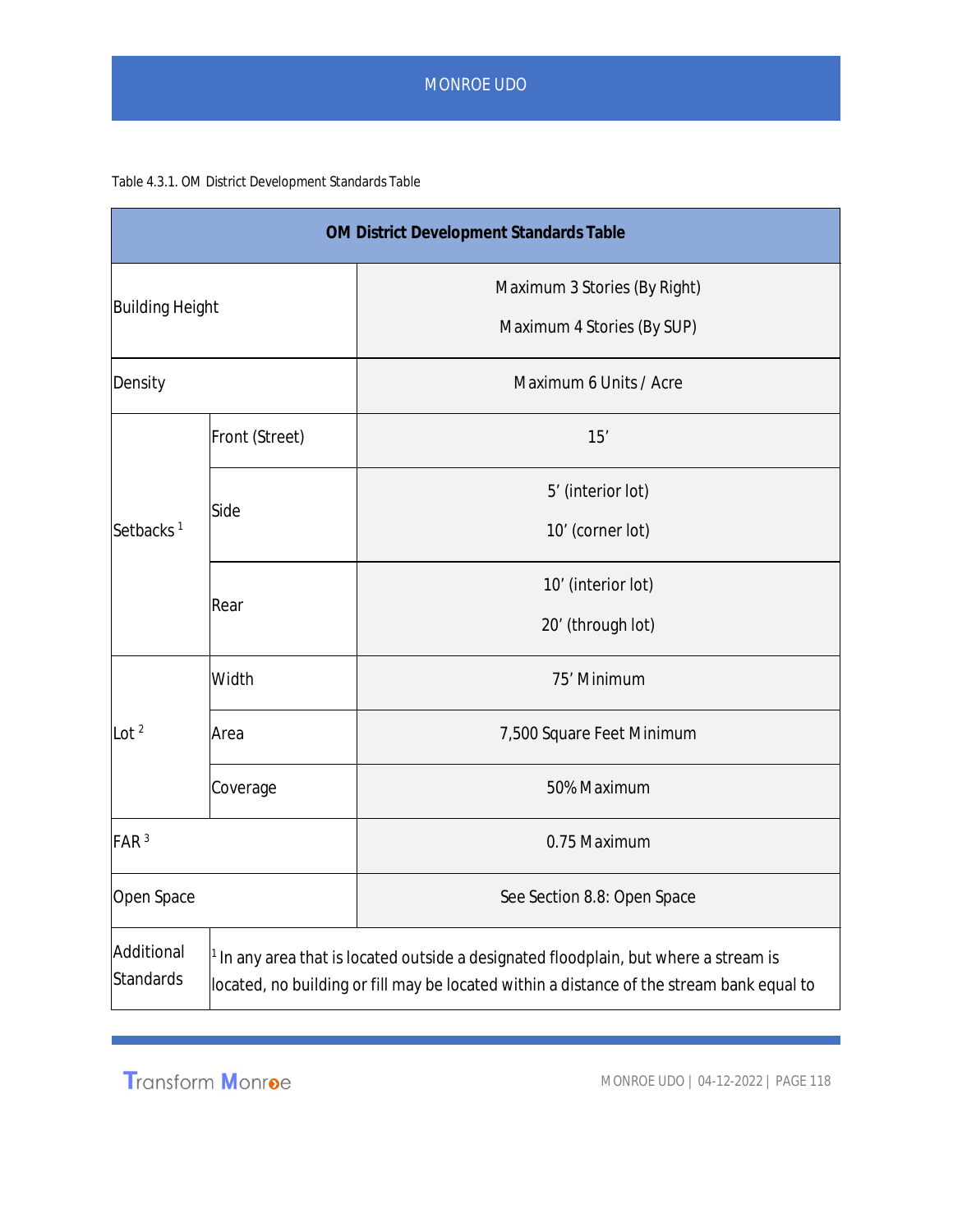Table 4.3.1. OM District Development Standards Table

| OM District Development Standards Table | | |
|---|---|---|
| Building Height | | Maximum 3 Stories (By Right)<br>Maximum 4 Stories (By SUP) |
| Density | | Maximum 6 Units / Acre |
| Setbacks [1] | Front (Street) | 15’ |
| | Side | 5’ (interior lot)<br>10’ (corner lot) |
| | Rear | 10’ (interior lot)<br>20’ (through lot) |
| Lot [2] | Width | 75’ Minimum |
| | Area | 7,500 Square Feet Minimum |
| | Coverage | 50% Maximum |
| FAR [3] | | 0.75 Maximum |
| Open Space | | See Section 8.8: Open Space |
| Additional Standards | [1] In any area that is located outside a designated floodplain, but where a stream is located, no building or fill may be located within a distance of the stream bank equal to | |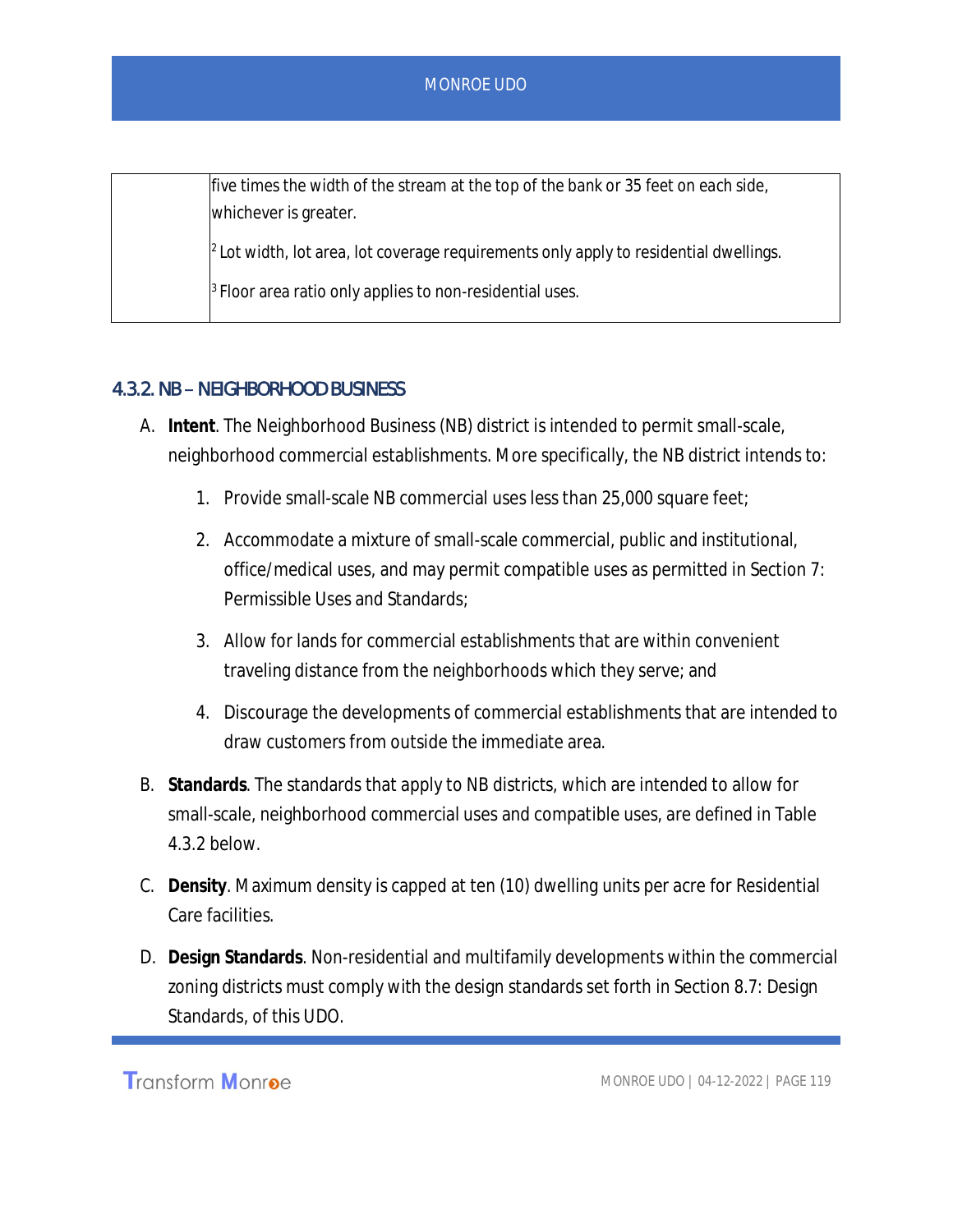| | five times the width of the stream at the top of the bank or 35 feet on each side, whichever is greater.<br><br>[2] Lot width, lot area, lot coverage requirements only apply to residential dwellings.<br><br>[3] Floor area ratio only applies to non-residential uses. |
|---|---|

### 4.3.2. NB – NEIGHBORHOOD BUSINESS

A. **Intent**. The Neighborhood Business (NB) district is intended to permit small-scale, neighborhood commercial establishments. More specifically, the NB district intends to:

1. Provide small-scale NB commercial uses less than 25,000 square feet;
2. Accommodate a mixture of small-scale commercial, public and institutional, office/medical uses, and may permit compatible uses as permitted in Section 7: Permissible Uses and Standards;
3. Allow for lands for commercial establishments that are within convenient traveling distance from the neighborhoods which they serve; and
4. Discourage the developments of commercial establishments that are intended to draw customers from outside the immediate area.

B. **Standards**. The standards that apply to NB districts, which are intended to allow for small-scale, neighborhood commercial uses and compatible uses, are defined in Table 4.3.2 below.

C. **Density**. Maximum density is capped at ten (10) dwelling units per acre for Residential Care facilities.

D. **Design Standards**. Non-residential and multifamily developments within the commercial zoning districts must comply with the design standards set forth in Section 8.7: Design Standards, of this UDO.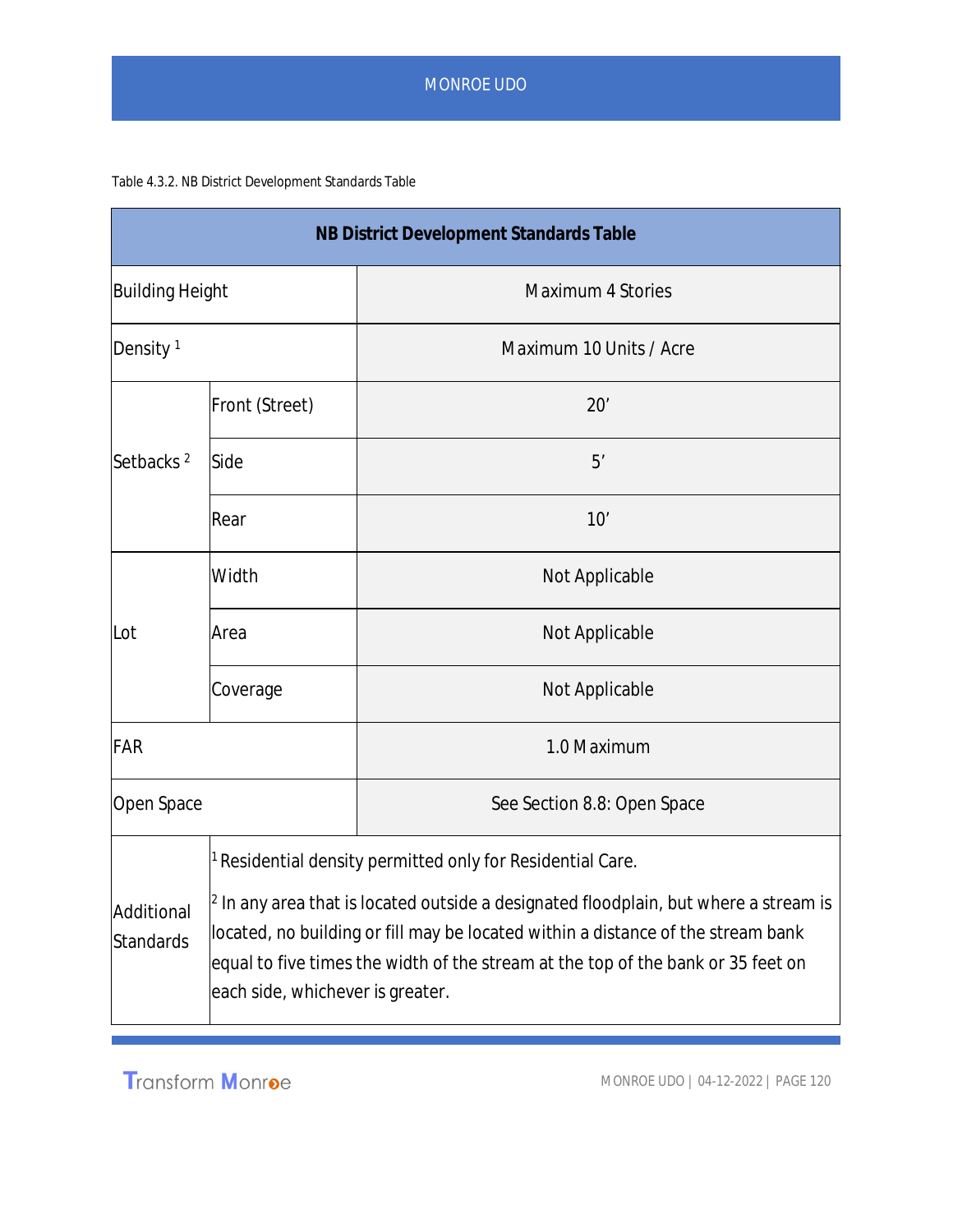Table 4.3.2. NB District Development Standards Table

| NB District Development Standards Table | | |
|---|---|---|
| Building Height | | Maximum 4 Stories |
| Density [1] | | Maximum 10 Units / Acre |
| Setbacks [2] | Front (Street) | 20' |
| | Side | 5' |
| | Rear | 10' |
| Lot | Width | Not Applicable |
| | Area | Not Applicable |
| | Coverage | Not Applicable |
| FAR | | 1.0 Maximum |
| Open Space | | See Section 8.8: Open Space |
| Additional Standards | [1] Residential density permitted only for Residential Care.<br><br>[2] In any area that is located outside a designated floodplain, but where a stream is located, no building or fill may be located within a distance of the stream bank equal to five times the width of the stream at the top of the bank or 35 feet on each side, whichever is greater. | |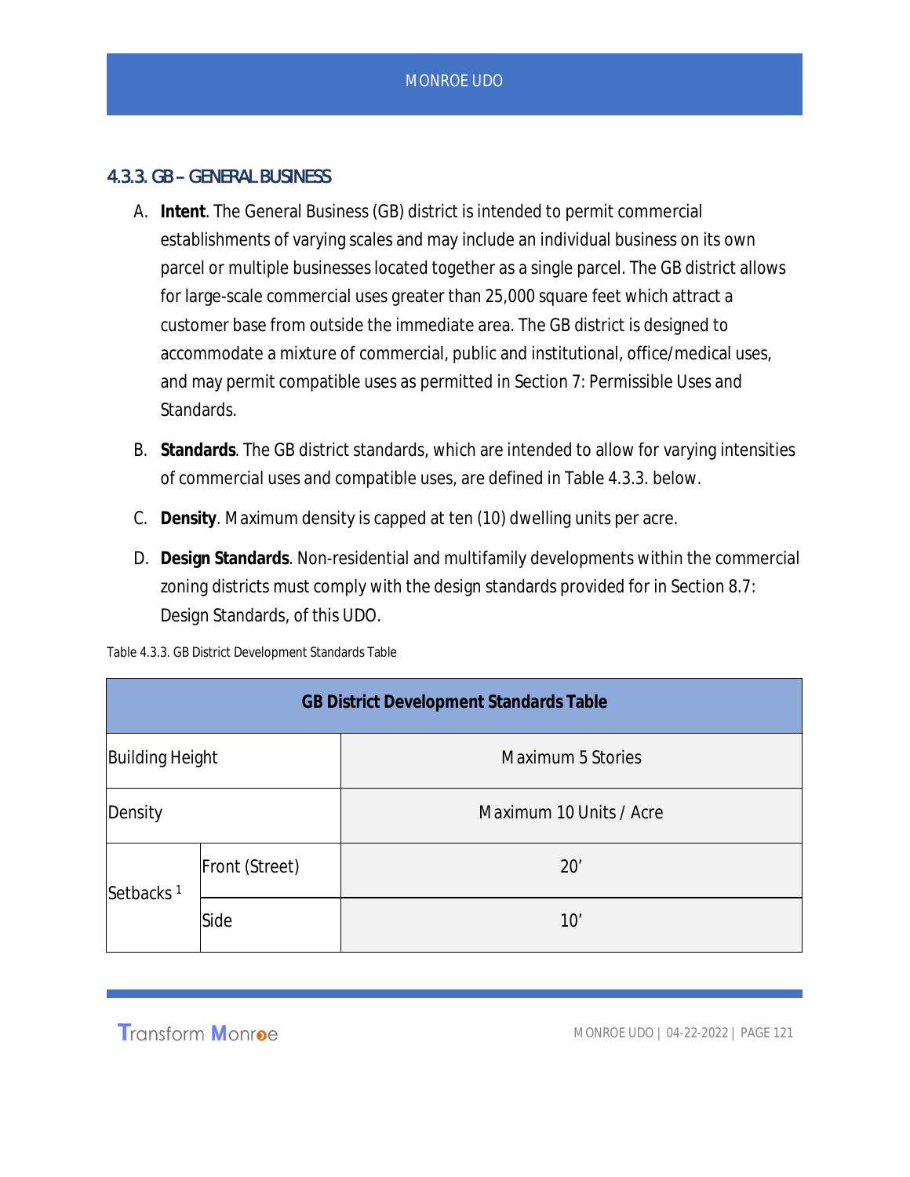### 4.3.3. GB – GENERAL BUSINESS

A. **Intent**. The General Business (GB) district is intended to permit commercial establishments of varying scales and may include an individual business on its own parcel or multiple businesses located together as a single parcel. The GB district allows for large-scale commercial uses greater than 25,000 square feet which attract a customer base from outside the immediate area. The GB district is designed to accommodate a mixture of commercial, public and institutional, office/medical uses, and may permit compatible uses as permitted in Section 7: Permissible Uses and Standards.

B. **Standards**. The GB district standards, which are intended to allow for varying intensities of commercial uses and compatible uses, are defined in Table 4.3.3. below.

C. **Density**. Maximum density is capped at ten (10) dwelling units per acre.

D. **Design Standards**. Non-residential and multifamily developments within the commercial zoning districts must comply with the design standards provided for in Section 8.7: Design Standards, of this UDO.

Table 4.3.3. GB District Development Standards Table

| **GB District Development Standards Table** | | |
|---|---|---|
| Building Height | | Maximum 5 Stories |
| Density | | Maximum 10 Units / Acre |
| Setbacks [1] | Front (Street) | 20’ |
| | Side | 10’ |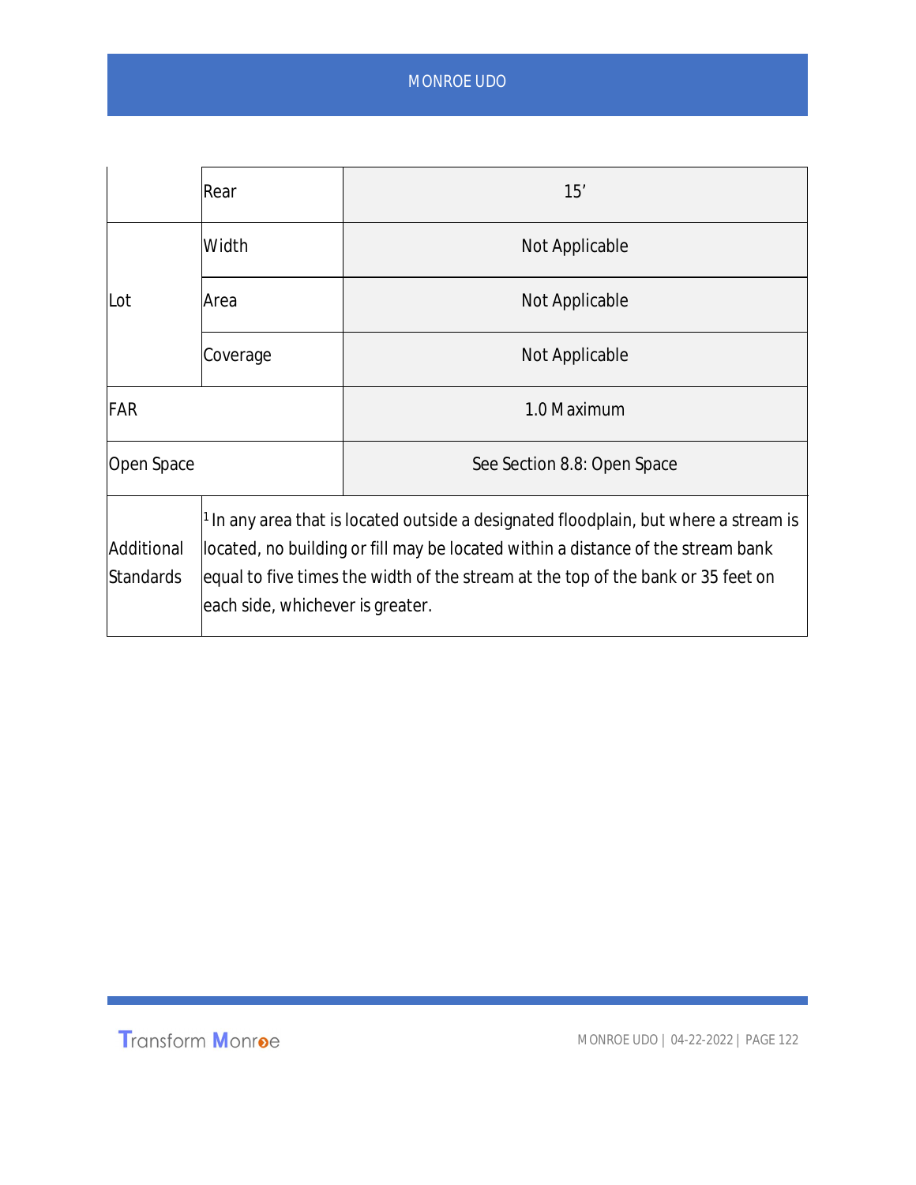| | | |
|---|---|---|
| | Rear | 15’ |
| Lot | Width | Not Applicable |
| | Area | Not Applicable |
| | Coverage | Not Applicable |
| FAR | | 1.0 Maximum |
| Open Space | | See Section 8.8: Open Space |
| Additional Standards | [1] In any area that is located outside a designated floodplain, but where a stream is located, no building or fill may be located within a distance of the stream bank equal to five times the width of the stream at the top of the bank or 35 feet on each side, whichever is greater. | |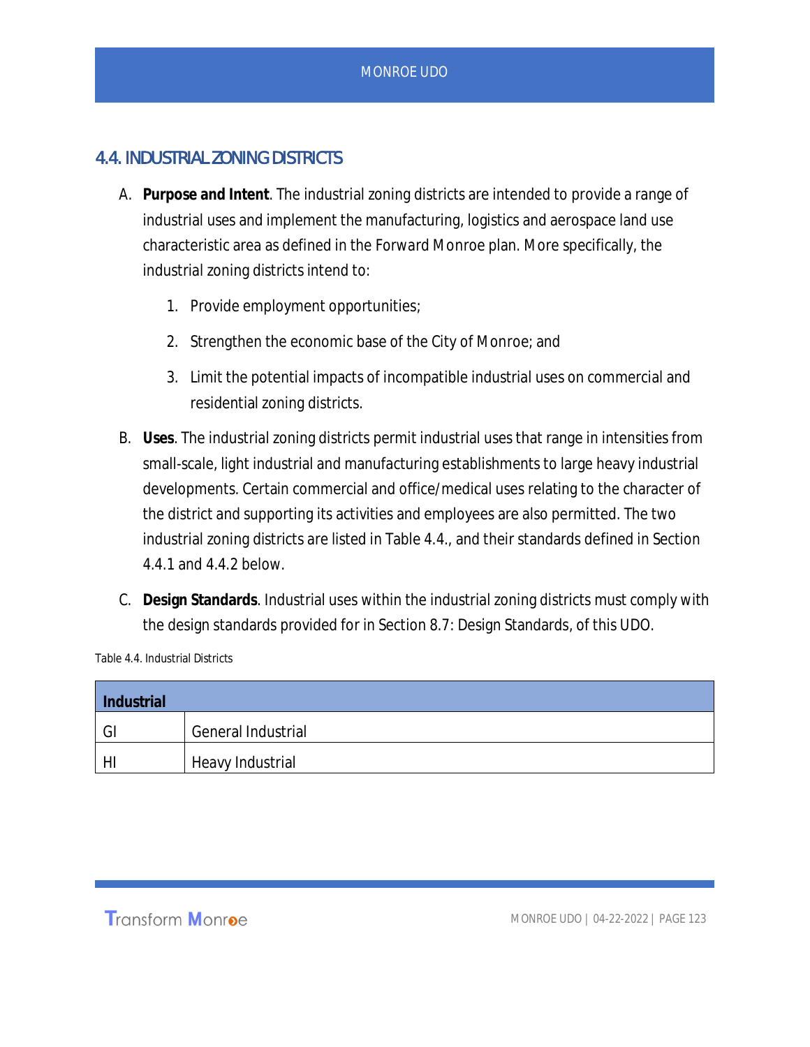## 4.4. INDUSTRIAL ZONING DISTRICTS

A. **Purpose and Intent**. The industrial zoning districts are intended to provide a range of industrial uses and implement the manufacturing, logistics and aerospace land use characteristic area as defined in the Forward Monroe plan. More specifically, the industrial zoning districts intend to:

   1. Provide employment opportunities;

   2. Strengthen the economic base of the City of Monroe; and

   3. Limit the potential impacts of incompatible industrial uses on commercial and residential zoning districts.

B. **Uses**. The industrial zoning districts permit industrial uses that range in intensities from small-scale, light industrial and manufacturing establishments to large heavy industrial developments. Certain commercial and office/medical uses relating to the character of the district and supporting its activities and employees are also permitted. The two industrial zoning districts are listed in Table 4.4., and their standards defined in Section 4.4.1 and 4.4.2 below.

C. **Design Standards**. Industrial uses within the industrial zoning districts must comply with the design standards provided for in Section 8.7: Design Standards, of this UDO.

Table 4.4. Industrial Districts

| **Industrial** | |
|---|---|
| GI | General Industrial |
| HI | Heavy Industrial |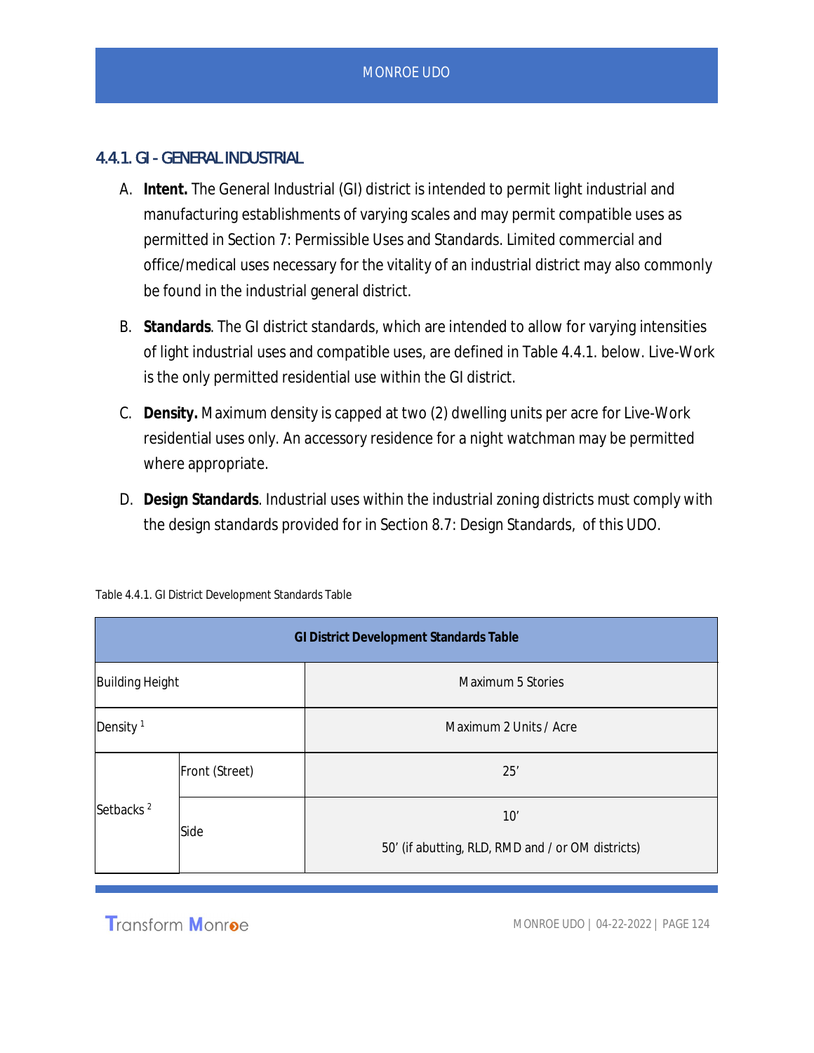### 4.4.1. GI - GENERAL INDUSTRIAL

A. **Intent.** The General Industrial (GI) district is intended to permit light industrial and manufacturing establishments of varying scales and may permit compatible uses as permitted in Section 7: Permissible Uses and Standards. Limited commercial and office/medical uses necessary for the vitality of an industrial district may also commonly be found in the industrial general district.

B. **Standards**. The GI district standards, which are intended to allow for varying intensities of light industrial uses and compatible uses, are defined in Table 4.4.1. below. Live-Work is the only permitted residential use within the GI district.

C. **Density.** Maximum density is capped at two (2) dwelling units per acre for Live-Work residential uses only. An accessory residence for a night watchman may be permitted where appropriate.

D. **Design Standards**. Industrial uses within the industrial zoning districts must comply with the design standards provided for in Section 8.7: Design Standards, of this UDO.

Table 4.4.1. GI District Development Standards Table

| **GI District Development Standards Table** | | |
|---|---|---|
| Building Height | | Maximum 5 Stories |
| Density [1] | | Maximum 2 Units / Acre |
| Setbacks [2] | Front (Street) | 25' |
| | Side | 10'<br>50' (if abutting, RLD, RMD and / or OM districts) |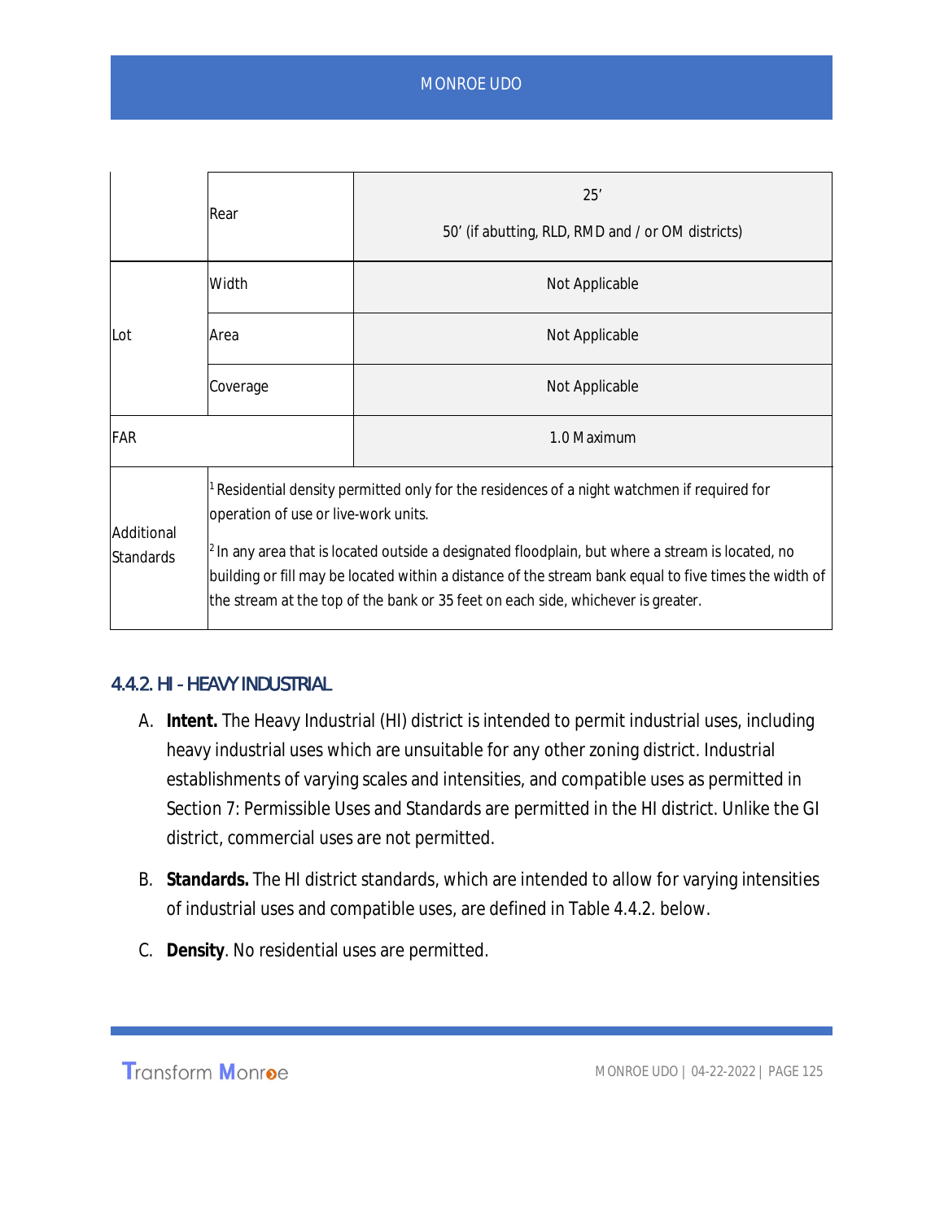|  |  |  |
|---|---|---|
|  | Rear | 25’<br>50’ (if abutting, RLD, RMD and / or OM districts) |
| Lot | Width | Not Applicable |
|  | Area | Not Applicable |
|  | Coverage | Not Applicable |
| FAR |  | 1.0 Maximum |
| Additional Standards | [1] Residential density permitted only for the residences of a night watchmen if required for operation of use or live-work units.<br>[2] In any area that is located outside a designated floodplain, but where a stream is located, no building or fill may be located within a distance of the stream bank equal to five times the width of the stream at the top of the bank or 35 feet on each side, whichever is greater. |  |

### 4.4.2. HI - HEAVY INDUSTRIAL

A. **Intent.** The Heavy Industrial (HI) district is intended to permit industrial uses, including heavy industrial uses which are unsuitable for any other zoning district. Industrial establishments of varying scales and intensities, and compatible uses as permitted in Section 7: Permissible Uses and Standards are permitted in the HI district. Unlike the GI district, commercial uses are not permitted.

B. **Standards.** The HI district standards, which are intended to allow for varying intensities of industrial uses and compatible uses, are defined in Table 4.4.2. below.

C. **Density**. No residential uses are permitted.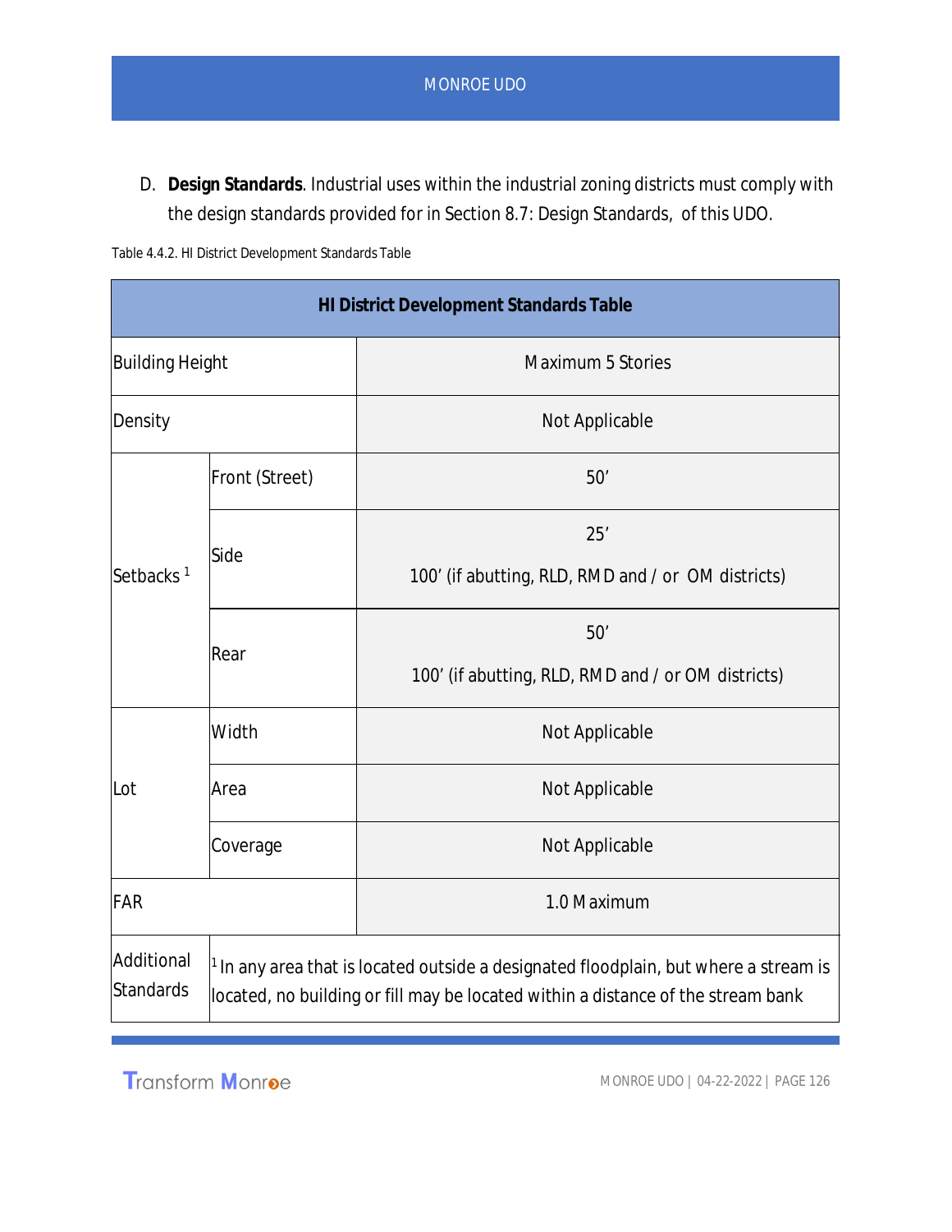D. **Design Standards**. Industrial uses within the industrial zoning districts must comply with the design standards provided for in Section 8.7: Design Standards, of this UDO.

Table 4.4.2. HI District Development Standards Table

| HI District Development Standards Table | | |
|---|---|---|
| Building Height | | Maximum 5 Stories |
| Density | | Not Applicable |
| Setbacks [1] | Front (Street) | 50’ |
| | Side | 25’<br>100’ (if abutting, RLD, RMD and / or OM districts) |
| | Rear | 50’<br>100’ (if abutting, RLD, RMD and / or OM districts) |
| Lot | Width | Not Applicable |
| | Area | Not Applicable |
| | Coverage | Not Applicable |
| FAR | | 1.0 Maximum |
| Additional Standards | [1] In any area that is located outside a designated floodplain, but where a stream is located, no building or fill may be located within a distance of the stream bank | |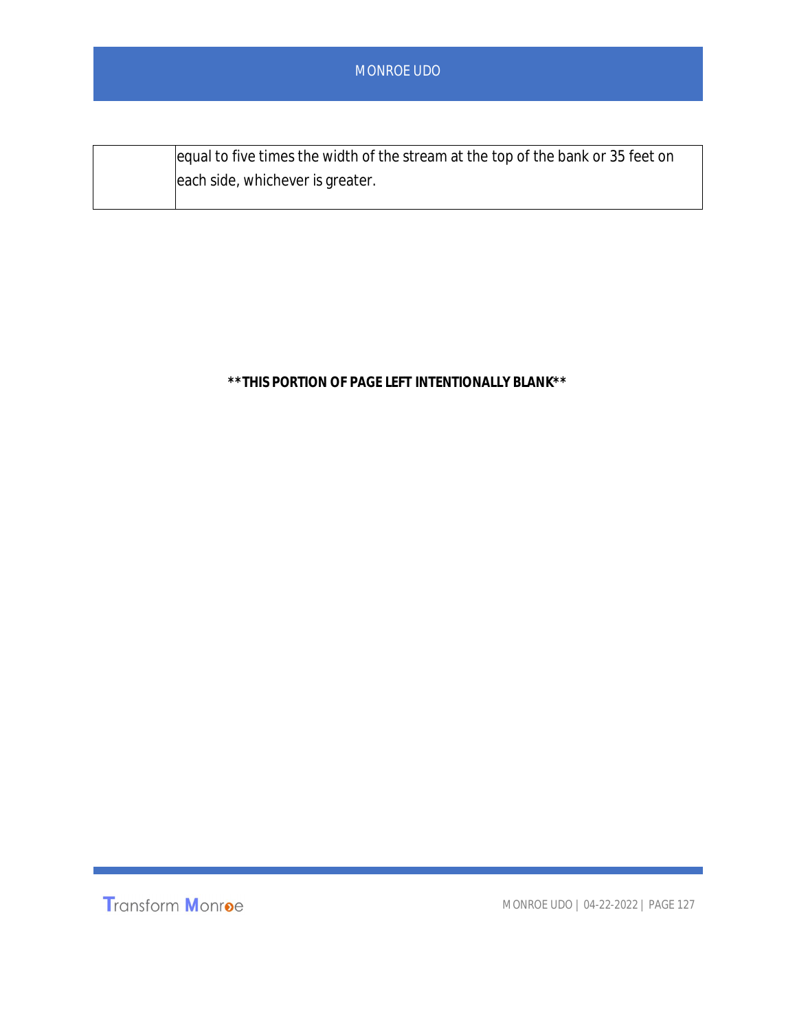|  | equal to five times the width of the stream at the top of the bank or 35 feet on each side, whichever is greater. |
|---|---|

****THIS PORTION OF PAGE LEFT INTENTIONALLY BLANK****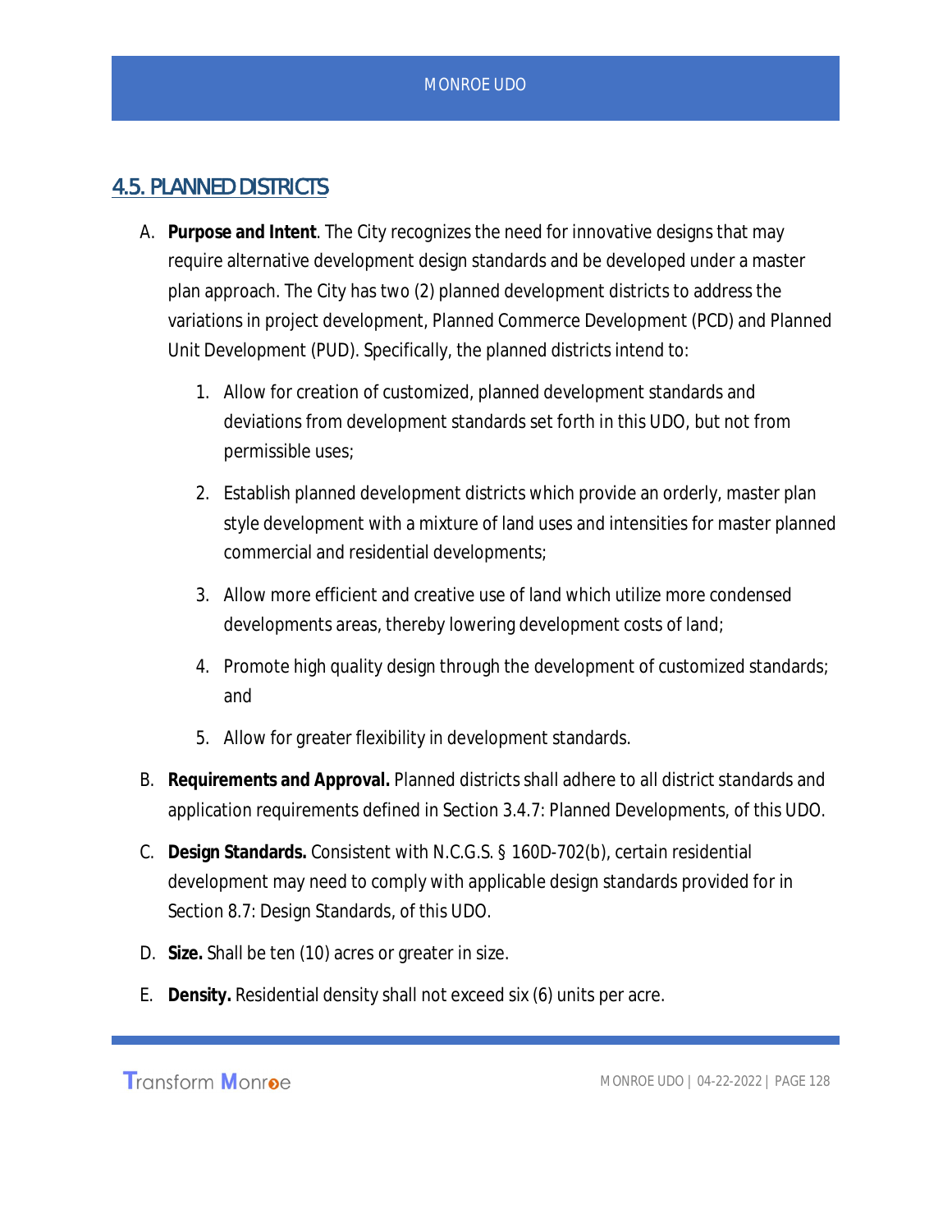## 4.5. PLANNED DISTRICTS

A. **Purpose and Intent**. The City recognizes the need for innovative designs that may require alternative development design standards and be developed under a master plan approach. The City has two (2) planned development districts to address the variations in project development, Planned Commerce Development (PCD) and Planned Unit Development (PUD). Specifically, the planned districts intend to:

   1. Allow for creation of customized, planned development standards and deviations from development standards set forth in this UDO, but not from permissible uses;
   2. Establish planned development districts which provide an orderly, master plan style development with a mixture of land uses and intensities for master planned commercial and residential developments;
   3. Allow more efficient and creative use of land which utilize more condensed developments areas, thereby lowering development costs of land;
   4. Promote high quality design through the development of customized standards; and
   5. Allow for greater flexibility in development standards.

B. **Requirements and Approval.** Planned districts shall adhere to all district standards and application requirements defined in Section 3.4.7: Planned Developments, of this UDO.

C. **Design Standards.** Consistent with N.C.G.S. § 160D-702(b), certain residential development may need to comply with applicable design standards provided for in Section 8.7: Design Standards, of this UDO.

D. **Size.** Shall be ten (10) acres or greater in size.

E. **Density.** Residential density shall not exceed six (6) units per acre.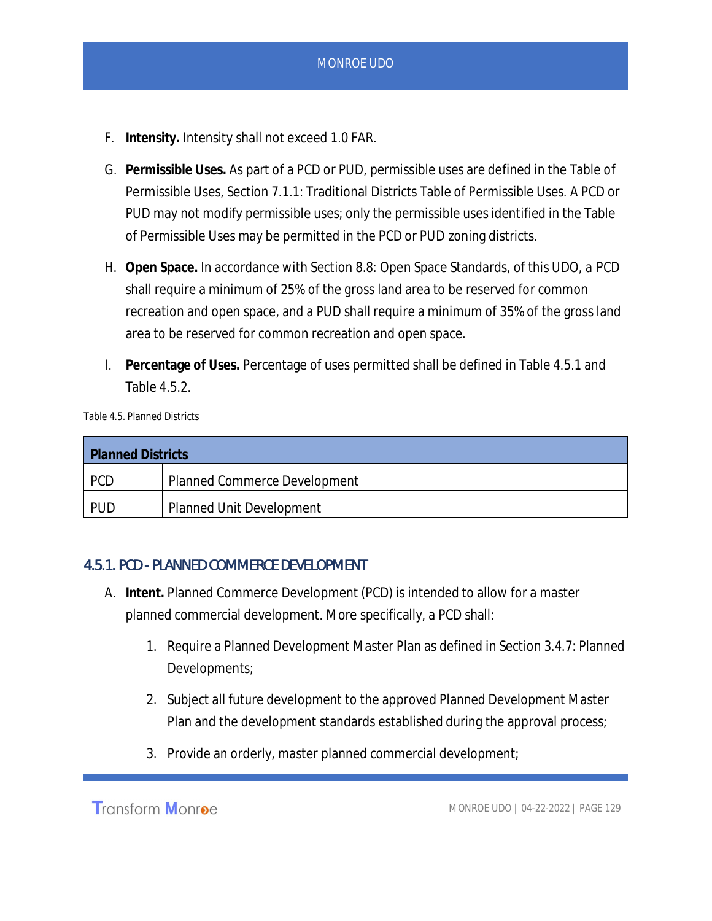F. **Intensity.** Intensity shall not exceed 1.0 FAR.

G. **Permissible Uses.** As part of a PCD or PUD, permissible uses are defined in the Table of Permissible Uses, Section 7.1.1: Traditional Districts Table of Permissible Uses. A PCD or PUD may not modify permissible uses; only the permissible uses identified in the Table of Permissible Uses may be permitted in the PCD or PUD zoning districts.

H. **Open Space.** In accordance with Section 8.8: Open Space Standards, of this UDO, a PCD shall require a minimum of 25% of the gross land area to be reserved for common recreation and open space, and a PUD shall require a minimum of 35% of the gross land area to be reserved for common recreation and open space.

I. **Percentage of Uses.** Percentage of uses permitted shall be defined in Table 4.5.1 and Table 4.5.2.

Table 4.5. Planned Districts

| **Planned Districts** | |
|---|---|
| PCD | Planned Commerce Development |
| PUD | Planned Unit Development |

### 4.5.1. PCD - PLANNED COMMERCE DEVELOPMENT

A. **Intent.** Planned Commerce Development (PCD) is intended to allow for a master planned commercial development. More specifically, a PCD shall:

1. Require a Planned Development Master Plan as defined in Section 3.4.7: Planned Developments;
2. Subject all future development to the approved Planned Development Master Plan and the development standards established during the approval process;
3. Provide an orderly, master planned commercial development;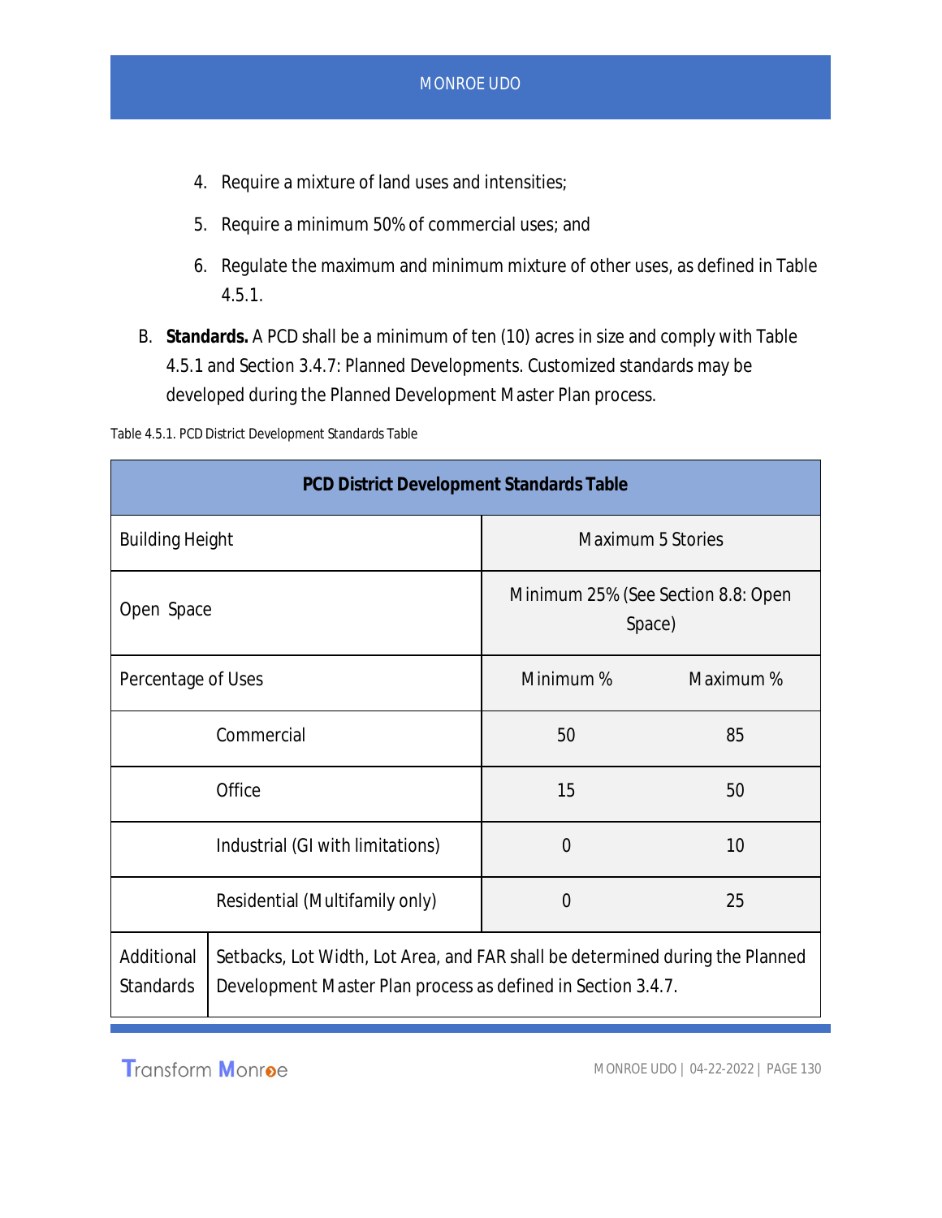4. Require a mixture of land uses and intensities;
5. Require a minimum 50% of commercial uses; and
6. Regulate the maximum and minimum mixture of other uses, as defined in Table 4.5.1.

B. **Standards.** A PCD shall be a minimum of ten (10) acres in size and comply with Table 4.5.1 and Section 3.4.7: Planned Developments. Customized standards may be developed during the Planned Development Master Plan process.

Table 4.5.1. PCD District Development Standards Table

| **PCD District Development Standards Table** | | | |
|---|---|---|---|
| Building Height | | Maximum 5 Stories | |
| Open Space | | Minimum 25% (See Section 8.8: Open Space) | |
| Percentage of Uses | | Minimum % | Maximum % |
| | Commercial | 50 | 85 |
| | Office | 15 | 50 |
| | Industrial (GI with limitations) | 0 | 10 |
| | Residential (Multifamily only) | 0 | 25 |
| Additional Standards | Setbacks, Lot Width, Lot Area, and FAR shall be determined during the Planned Development Master Plan process as defined in Section 3.4.7. | | |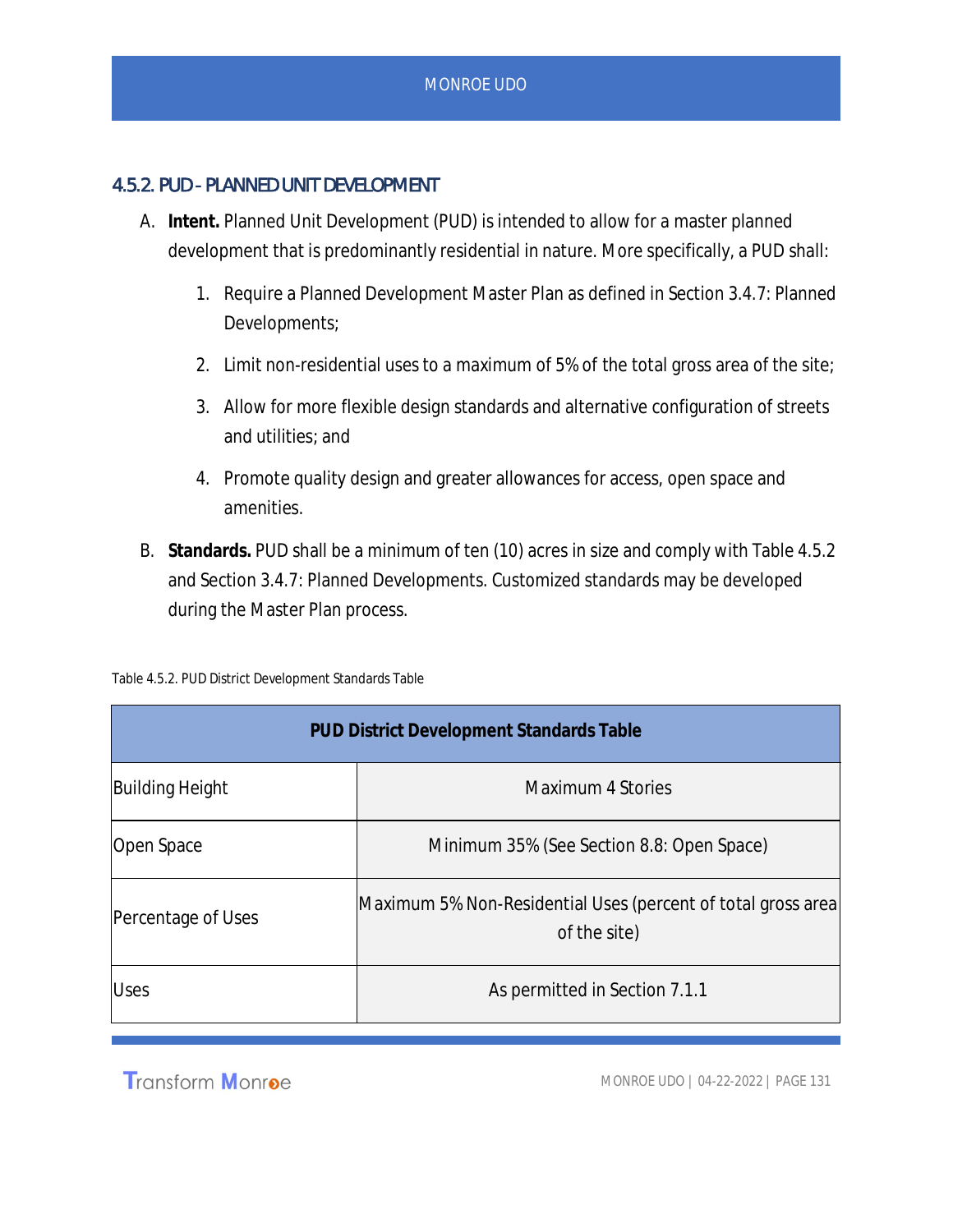## 4.5.2. PUD - PLANNED UNIT DEVELOPMENT

A. **Intent.** Planned Unit Development (PUD) is intended to allow for a master planned development that is predominantly residential in nature. More specifically, a PUD shall:

   1. Require a Planned Development Master Plan as defined in Section 3.4.7: Planned Developments;
   2. Limit non-residential uses to a maximum of 5% of the total gross area of the site;
   3. Allow for more flexible design standards and alternative configuration of streets and utilities; and
   4. Promote quality design and greater allowances for access, open space and amenities.

B. **Standards.** PUD shall be a minimum of ten (10) acres in size and comply with Table 4.5.2 and Section 3.4.7: Planned Developments. Customized standards may be developed during the Master Plan process.

Table 4.5.2. PUD District Development Standards Table

| PUD District Development Standards Table | |
|---|---|
| Building Height | Maximum 4 Stories |
| Open Space | Minimum 35% (See Section 8.8: Open Space) |
| Percentage of Uses | Maximum 5% Non-Residential Uses (percent of total gross area of the site) |
| Uses | As permitted in Section 7.1.1 |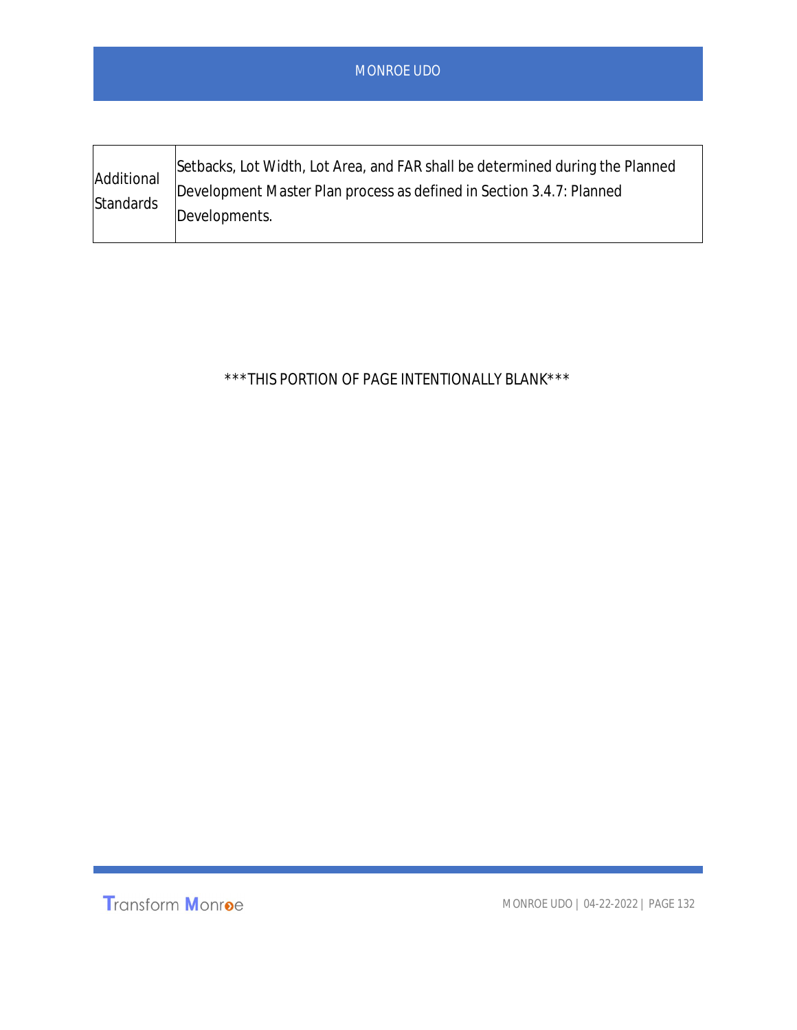| Additional Standards | Setbacks, Lot Width, Lot Area, and FAR shall be determined during the Planned Development Master Plan process as defined in Section 3.4.7: Planned Developments. |
|---|---|

***THIS PORTION OF PAGE INTENTIONALLY BLANK***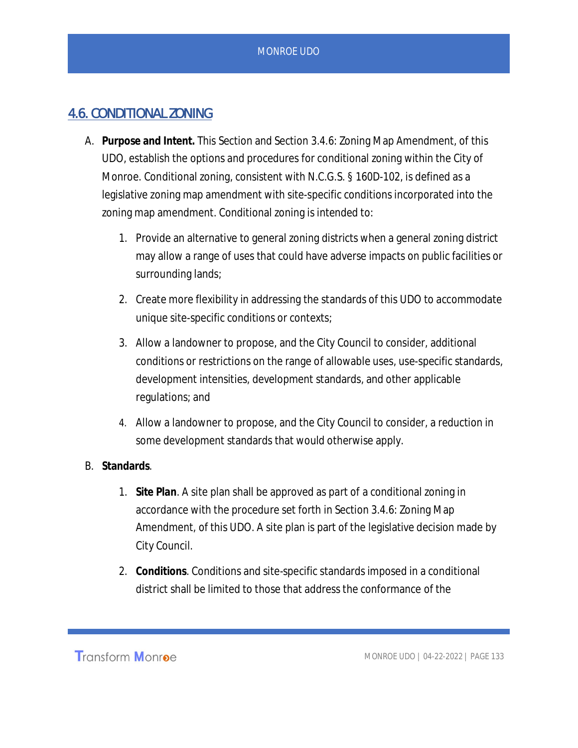## 4.6. CONDITIONAL ZONING

A. **Purpose and Intent.** This Section and Section 3.4.6: Zoning Map Amendment, of this UDO, establish the options and procedures for conditional zoning within the City of Monroe. Conditional zoning, consistent with N.C.G.S. § 160D-102, is defined as a legislative zoning map amendment with site-specific conditions incorporated into the zoning map amendment. Conditional zoning is intended to:

   1. Provide an alternative to general zoning districts when a general zoning district may allow a range of uses that could have adverse impacts on public facilities or surrounding lands;

   2. Create more flexibility in addressing the standards of this UDO to accommodate unique site-specific conditions or contexts;

   3. Allow a landowner to propose, and the City Council to consider, additional conditions or restrictions on the range of allowable uses, use-specific standards, development intensities, development standards, and other applicable regulations; and

   4. Allow a landowner to propose, and the City Council to consider, a reduction in some development standards that would otherwise apply.

B. **Standards**.

   1. **Site Plan**. A site plan shall be approved as part of a conditional zoning in accordance with the procedure set forth in Section 3.4.6: Zoning Map Amendment, of this UDO. A site plan is part of the legislative decision made by City Council.

   2. **Conditions**. Conditions and site-specific standards imposed in a conditional district shall be limited to those that address the conformance of the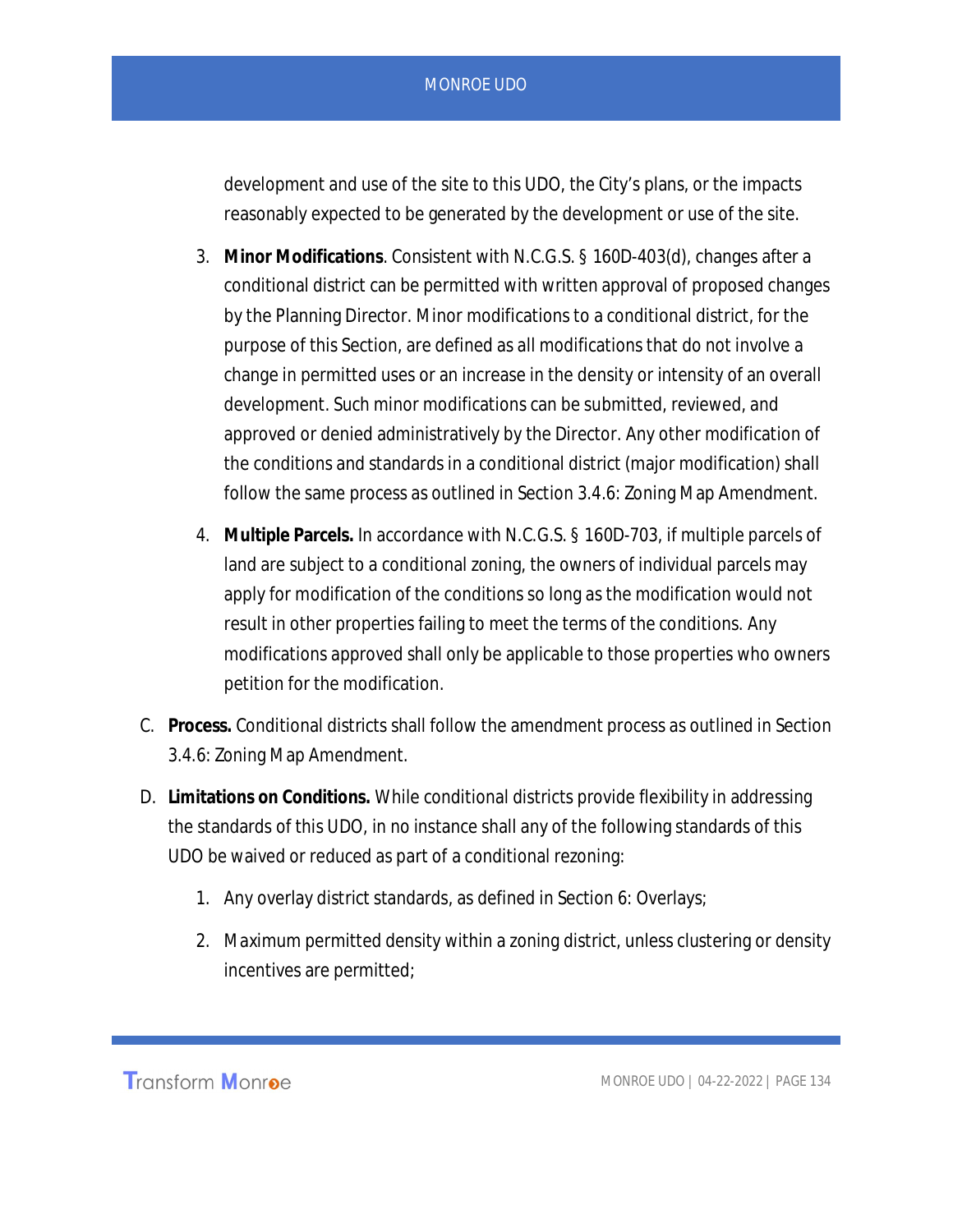development and use of the site to this UDO, the City's plans, or the impacts reasonably expected to be generated by the development or use of the site.

3. **Minor Modifications**. Consistent with N.C.G.S. § 160D-403(d), changes after a conditional district can be permitted with written approval of proposed changes by the Planning Director. Minor modifications to a conditional district, for the purpose of this Section, are defined as all modifications that do not involve a change in permitted uses or an increase in the density or intensity of an overall development. Such minor modifications can be submitted, reviewed, and approved or denied administratively by the Director. Any other modification of the conditions and standards in a conditional district (major modification) shall follow the same process as outlined in Section 3.4.6: Zoning Map Amendment.

4. **Multiple Parcels.** In accordance with N.C.G.S. § 160D-703, if multiple parcels of land are subject to a conditional zoning, the owners of individual parcels may apply for modification of the conditions so long as the modification would not result in other properties failing to meet the terms of the conditions. Any modifications approved shall only be applicable to those properties who owners petition for the modification.

C. **Process.** Conditional districts shall follow the amendment process as outlined in Section 3.4.6: Zoning Map Amendment.

D. **Limitations on Conditions.** While conditional districts provide flexibility in addressing the standards of this UDO, in no instance shall any of the following standards of this UDO be waived or reduced as part of a conditional rezoning:

1. Any overlay district standards, as defined in Section 6: Overlays;

2. Maximum permitted density within a zoning district, unless clustering or density incentives are permitted;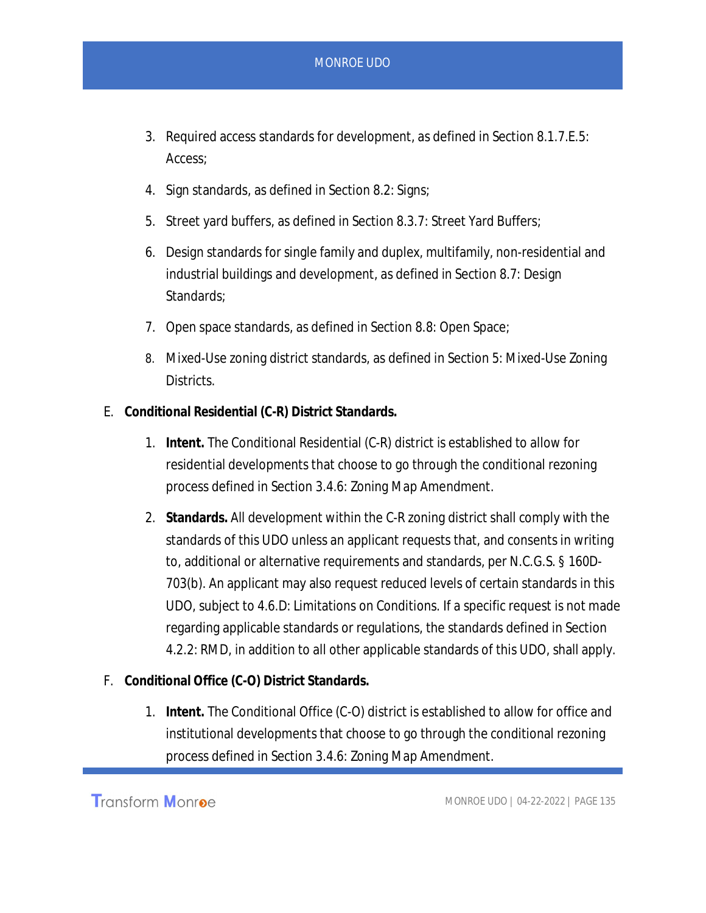3. Required access standards for development, as defined in Section 8.1.7.E.5: Access;
4. Sign standards, as defined in Section 8.2: Signs;
5. Street yard buffers, as defined in Section 8.3.7: Street Yard Buffers;
6. Design standards for single family and duplex, multifamily, non-residential and industrial buildings and development, as defined in Section 8.7: Design Standards;
7. Open space standards, as defined in Section 8.8: Open Space;
8. Mixed-Use zoning district standards, as defined in Section 5: Mixed-Use Zoning Districts.

E. **Conditional Residential (C-R) District Standards.**

1. **Intent.** The Conditional Residential (C-R) district is established to allow for residential developments that choose to go through the conditional rezoning process defined in Section 3.4.6: Zoning Map Amendment.
2. **Standards.** All development within the C-R zoning district shall comply with the standards of this UDO unless an applicant requests that, and consents in writing to, additional or alternative requirements and standards, per N.C.G.S. § 160D-703(b). An applicant may also request reduced levels of certain standards in this UDO, subject to 4.6.D: Limitations on Conditions. If a specific request is not made regarding applicable standards or regulations, the standards defined in Section 4.2.2: RMD, in addition to all other applicable standards of this UDO, shall apply.

F. **Conditional Office (C-O) District Standards.**

1. **Intent.** The Conditional Office (C-O) district is established to allow for office and institutional developments that choose to go through the conditional rezoning process defined in Section 3.4.6: Zoning Map Amendment.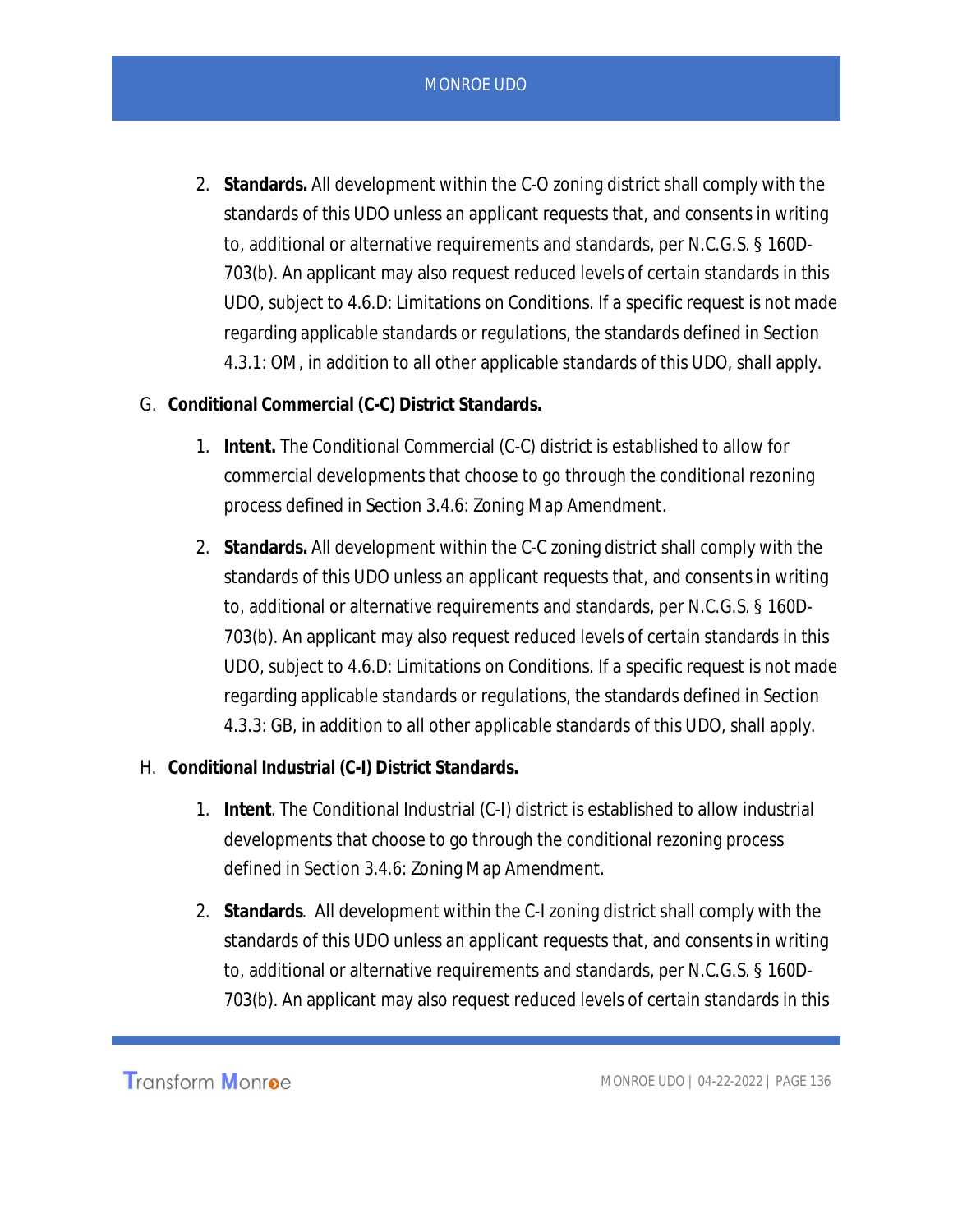2. **Standards.** All development within the C-O zoning district shall comply with the standards of this UDO unless an applicant requests that, and consents in writing to, additional or alternative requirements and standards, per N.C.G.S. § 160D-703(b). An applicant may also request reduced levels of certain standards in this UDO, subject to 4.6.D: Limitations on Conditions. If a specific request is not made regarding applicable standards or regulations, the standards defined in Section 4.3.1: OM, in addition to all other applicable standards of this UDO, shall apply.

G. **Conditional Commercial (C-C) District Standards.**

1. **Intent.** The Conditional Commercial (C-C) district is established to allow for commercial developments that choose to go through the conditional rezoning process defined in Section 3.4.6: Zoning Map Amendment.

2. **Standards.** All development within the C-C zoning district shall comply with the standards of this UDO unless an applicant requests that, and consents in writing to, additional or alternative requirements and standards, per N.C.G.S. § 160D-703(b). An applicant may also request reduced levels of certain standards in this UDO, subject to 4.6.D: Limitations on Conditions. If a specific request is not made regarding applicable standards or regulations, the standards defined in Section 4.3.3: GB, in addition to all other applicable standards of this UDO, shall apply.

H. **Conditional Industrial (C-I) District Standards.**

1. **Intent**. The Conditional Industrial (C-I) district is established to allow industrial developments that choose to go through the conditional rezoning process defined in Section 3.4.6: Zoning Map Amendment.

2. **Standards**. All development within the C-I zoning district shall comply with the standards of this UDO unless an applicant requests that, and consents in writing to, additional or alternative requirements and standards, per N.C.G.S. § 160D-703(b). An applicant may also request reduced levels of certain standards in this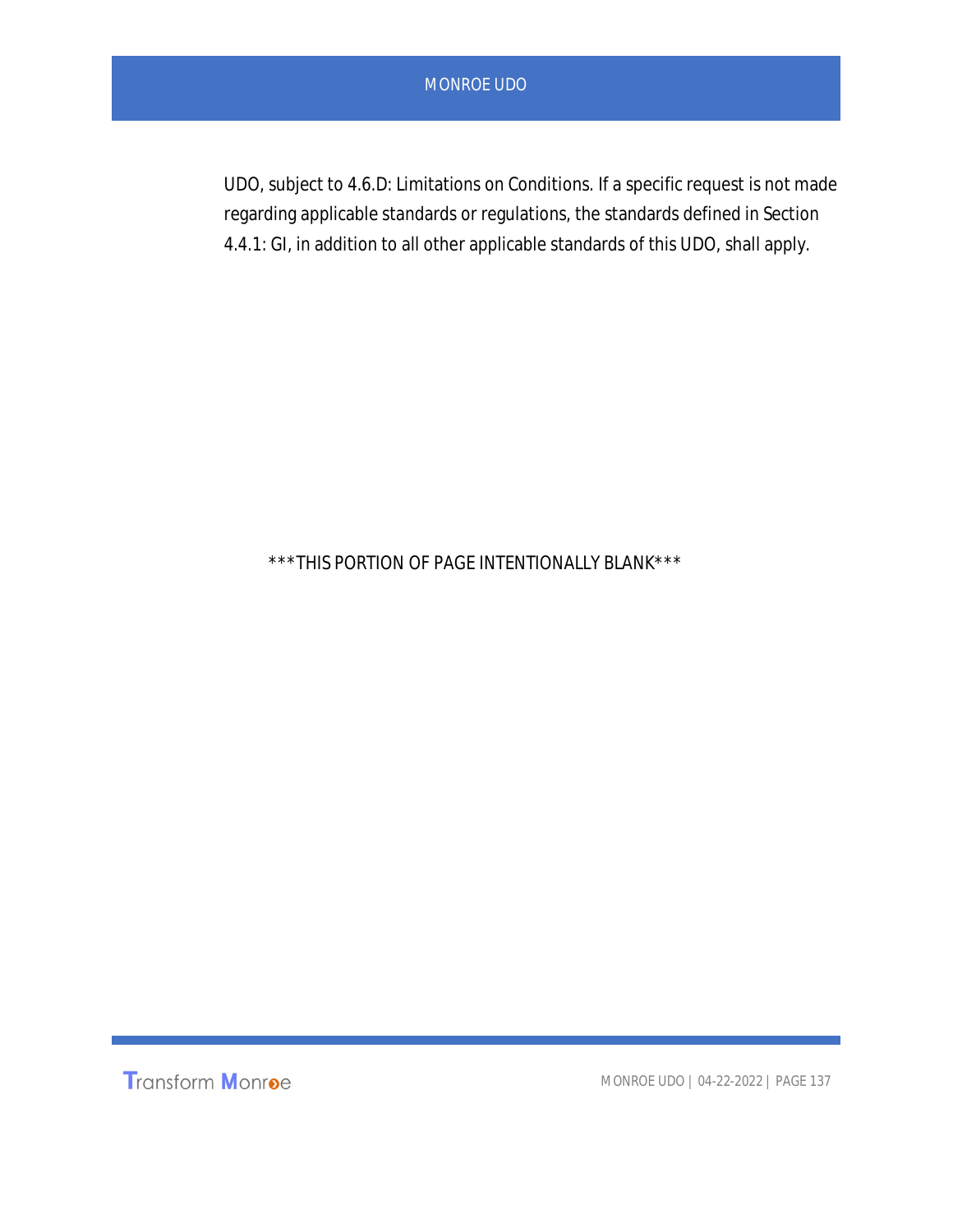UDO, subject to 4.6.D: Limitations on Conditions. If a specific request is not made regarding applicable standards or regulations, the standards defined in Section 4.4.1: GI, in addition to all other applicable standards of this UDO, shall apply.

***THIS PORTION OF PAGE INTENTIONALLY BLANK***